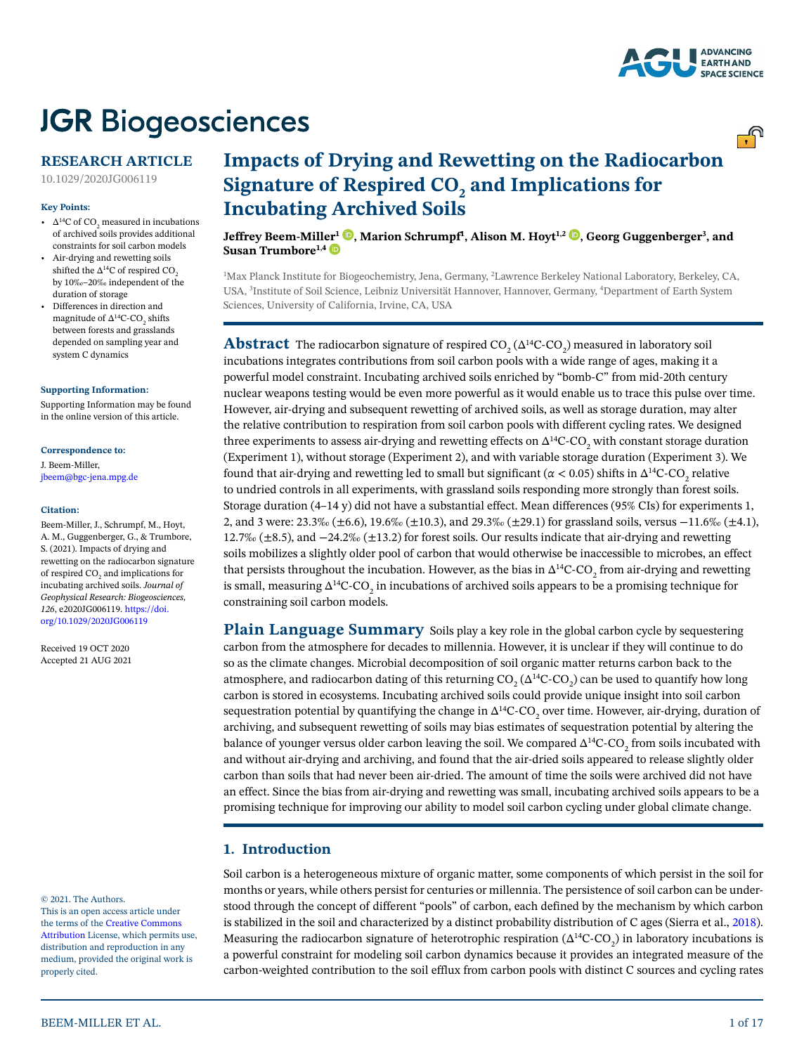# JGR Biogeosciences

## RESEARCH ARTICLE

10.1029/2020JG006119

**Key Points:**

- $\Delta^{14}C$ of $CO_2$ measured in incubations of archived soils provides additional constraints for soil carbon models
- Air-drying and rewetting soils shifted the $\Delta^{14}C$ of respired $CO_2$ by 10‰–20‰ independent of the duration of storage
- Differences in direction and magnitude of $\Delta^{14}C$-$CO_2$ shifts between forests and grasslands depended on sampling year and system C dynamics

**Supporting Information:**

Supporting Information may be found in the online version of this article.

**Correspondence to:**

J. Beem-Miller,
jbeem@bgc-jena.mpg.de

**Citation:**

Beem-Miller, J., Schrumpf, M., Hoyt, A. M., Guggenberger, G., & Trumbore, S. (2021). Impacts of drying and rewetting on the radiocarbon signature of respired $CO_2$ and implications for incubating archived soils. *Journal of Geophysical Research: Biogeosciences*, *126*, e2020JG006119. https://doi.org/10.1029/2020JG006119

Received 19 OCT 2020
Accepted 21 AUG 2021

© 2021. The Authors.
This is an open access article under the terms of the Creative Commons Attribution License, which permits use, distribution and reproduction in any medium, provided the original work is properly cited.

# Impacts of Drying and Rewetting on the Radiocarbon Signature of Respired $CO_2$ and Implications for Incubating Archived Soils

**Jeffrey Beem-Miller[1], Marion Schrumpf[1], Alison M. Hoyt[1,2], Georg Guggenberger[3], and Susan Trumbore[1,4]**

[1]Max Planck Institute for Biogeochemistry, Jena, Germany, [2]Lawrence Berkeley National Laboratory, Berkeley, CA, USA, [3]Institute of Soil Science, Leibniz Universität Hannover, Hannover, Germany, [4]Department of Earth System Sciences, University of California, Irvine, CA, USA

**Abstract** The radiocarbon signature of respired $CO_2$ ($\Delta^{14}C$-$CO_2$) measured in laboratory soil incubations integrates contributions from soil carbon pools with a wide range of ages, making it a powerful model constraint. Incubating archived soils enriched by "bomb-C" from mid-20th century nuclear weapons testing would be even more powerful as it would enable us to trace this pulse over time. However, air-drying and subsequent rewetting of archived soils, as well as storage duration, may alter the relative contribution to respiration from soil carbon pools with different cycling rates. We designed three experiments to assess air-drying and rewetting effects on $\Delta^{14}C$-$CO_2$ with constant storage duration (Experiment 1), without storage (Experiment 2), and with variable storage duration (Experiment 3). We found that air-drying and rewetting led to small but significant ($\alpha < 0.05$) shifts in $\Delta^{14}C$-$CO_2$ relative to undried controls in all experiments, with grassland soils responding more strongly than forest soils. Storage duration (4–14 y) did not have a substantial effect. Mean differences (95% CIs) for experiments 1, 2, and 3 were: 23.3‰ (±6.6), 19.6‰ (±10.3), and 29.3‰ (±29.1) for grassland soils, versus −11.6‰ (±4.1), 12.7‰ (±8.5), and −24.2‰ (±13.2) for forest soils. Our results indicate that air-drying and rewetting soils mobilizes a slightly older pool of carbon that would otherwise be inaccessible to microbes, an effect that persists throughout the incubation. However, as the bias in $\Delta^{14}C$-$CO_2$ from air-drying and rewetting is small, measuring $\Delta^{14}C$-$CO_2$ in incubations of archived soils appears to be a promising technique for constraining soil carbon models.

**Plain Language Summary** Soils play a key role in the global carbon cycle by sequestering carbon from the atmosphere for decades to millennia. However, it is unclear if they will continue to do so as the climate changes. Microbial decomposition of soil organic matter returns carbon back to the atmosphere, and radiocarbon dating of this returning $CO_2$ ($\Delta^{14}C$-$CO_2$) can be used to quantify how long carbon is stored in ecosystems. Incubating archived soils could provide unique insight into soil carbon sequestration potential by quantifying the change in $\Delta^{14}C$-$CO_2$ over time. However, air-drying, duration of archiving, and subsequent rewetting of soils may bias estimates of sequestration potential by altering the balance of younger versus older carbon leaving the soil. We compared $\Delta^{14}C$-$CO_2$ from soils incubated with and without air-drying and archiving, and found that the air-dried soils appeared to release slightly older carbon than soils that had never been air-dried. The amount of time the soils were archived did not have an effect. Since the bias from air-drying and rewetting was small, incubating archived soils appears to be a promising technique for improving our ability to model soil carbon cycling under global climate change.

## 1. Introduction

Soil carbon is a heterogeneous mixture of organic matter, some components of which persist in the soil for months or years, while others persist for centuries or millennia. The persistence of soil carbon can be understood through the concept of different "pools" of carbon, each defined by the mechanism by which carbon is stabilized in the soil and characterized by a distinct probability distribution of C ages (Sierra et al., 2018). Measuring the radiocarbon signature of heterotrophic respiration ($\Delta^{14}C$-$CO_2$) in laboratory incubations is a powerful constraint for modeling soil carbon dynamics because it provides an integrated measure of the carbon-weighted contribution to the soil efflux from carbon pools with distinct C sources and cycling rates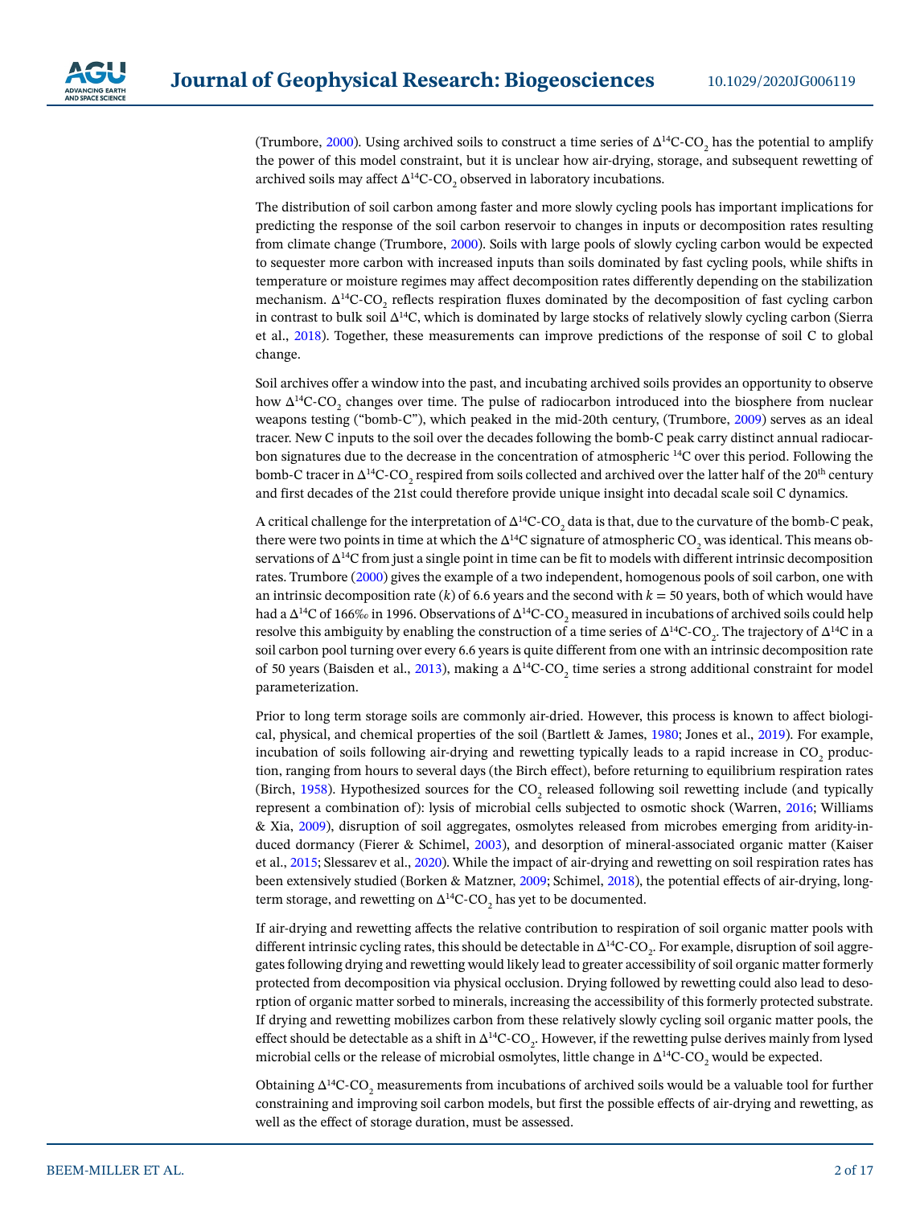(Trumbore, 2000). Using archived soils to construct a time series of $\Delta^{14}C$-$CO_2$ has the potential to amplify the power of this model constraint, but it is unclear how air-drying, storage, and subsequent rewetting of archived soils may affect $\Delta^{14}C$-$CO_2$ observed in laboratory incubations.

The distribution of soil carbon among faster and more slowly cycling pools has important implications for predicting the response of the soil carbon reservoir to changes in inputs or decomposition rates resulting from climate change (Trumbore, 2000). Soils with large pools of slowly cycling carbon would be expected to sequester more carbon with increased inputs than soils dominated by fast cycling pools, while shifts in temperature or moisture regimes may affect decomposition rates differently depending on the stabilization mechanism. $\Delta^{14}C$-$CO_2$ reflects respiration fluxes dominated by the decomposition of fast cycling carbon in contrast to bulk soil $\Delta^{14}C$, which is dominated by large stocks of relatively slowly cycling carbon (Sierra et al., 2018). Together, these measurements can improve predictions of the response of soil C to global change.

Soil archives offer a window into the past, and incubating archived soils provides an opportunity to observe how $\Delta^{14}C$-$CO_2$ changes over time. The pulse of radiocarbon introduced into the biosphere from nuclear weapons testing ("bomb-C"), which peaked in the mid-20th century, (Trumbore, 2009) serves as an ideal tracer. New C inputs to the soil over the decades following the bomb-C peak carry distinct annual radiocarbon signatures due to the decrease in the concentration of atmospheric $^{14}C$ over this period. Following the bomb-C tracer in $\Delta^{14}C$-$CO_2$ respired from soils collected and archived over the latter half of the 20th century and first decades of the 21st could therefore provide unique insight into decadal scale soil C dynamics.

A critical challenge for the interpretation of $\Delta^{14}C$-$CO_2$ data is that, due to the curvature of the bomb-C peak, there were two points in time at which the $\Delta^{14}C$ signature of atmospheric $CO_2$ was identical. This means observations of $\Delta^{14}C$ from just a single point in time can be fit to models with different intrinsic decomposition rates. Trumbore (2000) gives the example of a two independent, homogenous pools of soil carbon, one with an intrinsic decomposition rate ($k$) of 6.6 years and the second with $k = 50$ years, both of which would have had a $\Delta^{14}C$ of 166‰ in 1996. Observations of $\Delta^{14}C$-$CO_2$ measured in incubations of archived soils could help resolve this ambiguity by enabling the construction of a time series of $\Delta^{14}C$-$CO_2$. The trajectory of $\Delta^{14}C$ in a soil carbon pool turning over every 6.6 years is quite different from one with an intrinsic decomposition rate of 50 years (Baisden et al., 2013), making a $\Delta^{14}C$-$CO_2$ time series a strong additional constraint for model parameterization.

Prior to long term storage soils are commonly air-dried. However, this process is known to affect biological, physical, and chemical properties of the soil (Bartlett & James, 1980; Jones et al., 2019). For example, incubation of soils following air-drying and rewetting typically leads to a rapid increase in $CO_2$ production, ranging from hours to several days (the Birch effect), before returning to equilibrium respiration rates (Birch, 1958). Hypothesized sources for the $CO_2$ released following soil rewetting include (and typically represent a combination of): lysis of microbial cells subjected to osmotic shock (Warren, 2016; Williams & Xia, 2009), disruption of soil aggregates, osmolytes released from microbes emerging from aridity-induced dormancy (Fierer & Schimel, 2003), and desorption of mineral-associated organic matter (Kaiser et al., 2015; Slessarev et al., 2020). While the impact of air-drying and rewetting on soil respiration rates has been extensively studied (Borken & Matzner, 2009; Schimel, 2018), the potential effects of air-drying, long-term storage, and rewetting on $\Delta^{14}C$-$CO_2$ has yet to be documented.

If air-drying and rewetting affects the relative contribution to respiration of soil organic matter pools with different intrinsic cycling rates, this should be detectable in $\Delta^{14}C$-$CO_2$. For example, disruption of soil aggregates following drying and rewetting would likely lead to greater accessibility of soil organic matter formerly protected from decomposition via physical occlusion. Drying followed by rewetting could also lead to desorption of organic matter sorbed to minerals, increasing the accessibility of this formerly protected substrate. If drying and rewetting mobilizes carbon from these relatively slowly cycling soil organic matter pools, the effect should be detectable as a shift in $\Delta^{14}C$-$CO_2$. However, if the rewetting pulse derives mainly from lysed microbial cells or the release of microbial osmolytes, little change in $\Delta^{14}C$-$CO_2$ would be expected.

Obtaining $\Delta^{14}C$-$CO_2$ measurements from incubations of archived soils would be a valuable tool for further constraining and improving soil carbon models, but first the possible effects of air-drying and rewetting, as well as the effect of storage duration, must be assessed.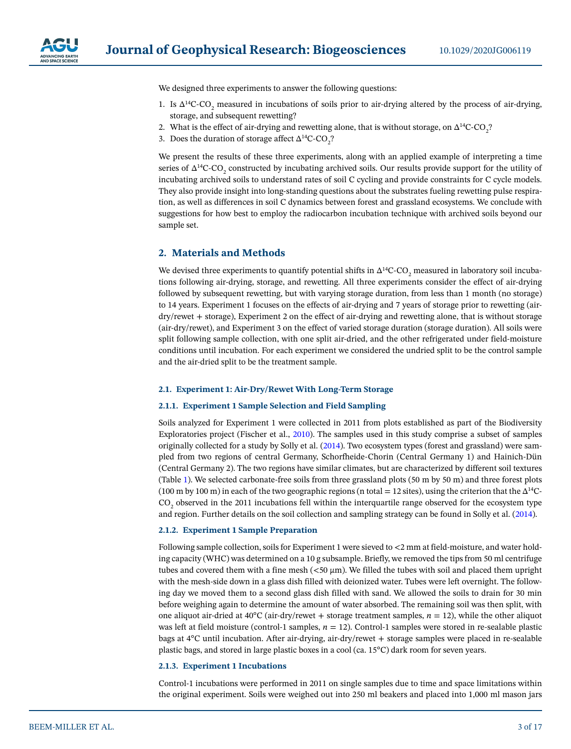We designed three experiments to answer the following questions:

1. Is $\Delta^{14}C\text{-}CO_2$ measured in incubations of soils prior to air-drying altered by the process of air-drying, storage, and subsequent rewetting?
2. What is the effect of air-drying and rewetting alone, that is without storage, on $\Delta^{14}C\text{-}CO_2$?
3. Does the duration of storage affect $\Delta^{14}C\text{-}CO_2$?

We present the results of these three experiments, along with an applied example of interpreting a time series of $\Delta^{14}C\text{-}CO_2$ constructed by incubating archived soils. Our results provide support for the utility of incubating archived soils to understand rates of soil C cycling and provide constraints for C cycle models. They also provide insight into long-standing questions about the substrates fueling rewetting pulse respiration, as well as differences in soil C dynamics between forest and grassland ecosystems. We conclude with suggestions for how best to employ the radiocarbon incubation technique with archived soils beyond our sample set.

## 2. Materials and Methods

We devised three experiments to quantify potential shifts in $\Delta^{14}C\text{-}CO_2$ measured in laboratory soil incubations following air-drying, storage, and rewetting. All three experiments consider the effect of air-drying followed by subsequent rewetting, but with varying storage duration, from less than 1 month (no storage) to 14 years. Experiment 1 focuses on the effects of air-drying and 7 years of storage prior to rewetting (air-dry/rewet + storage), Experiment 2 on the effect of air-drying and rewetting alone, that is without storage (air-dry/rewet), and Experiment 3 on the effect of varied storage duration (storage duration). All soils were split following sample collection, with one split air-dried, and the other refrigerated under field-moisture conditions until incubation. For each experiment we considered the undried split to be the control sample and the air-dried split to be the treatment sample.

### 2.1. Experiment 1: Air-Dry/Rewet With Long-Term Storage

#### 2.1.1. Experiment 1 Sample Selection and Field Sampling

Soils analyzed for Experiment 1 were collected in 2011 from plots established as part of the Biodiversity Exploratories project (Fischer et al., 2010). The samples used in this study comprise a subset of samples originally collected for a study by Solly et al. (2014). Two ecosystem types (forest and grassland) were sampled from two regions of central Germany, Schorfheide-Chorin (Central Germany 1) and Hainich-Dün (Central Germany 2). The two regions have similar climates, but are characterized by different soil textures (Table 1). We selected carbonate-free soils from three grassland plots (50 m by 50 m) and three forest plots (100 m by 100 m) in each of the two geographic regions (n total = 12 sites), using the criterion that the $\Delta^{14}C\text{-}CO_2$ observed in the 2011 incubations fell within the interquartile range observed for the ecosystem type and region. Further details on the soil collection and sampling strategy can be found in Solly et al. (2014).

#### 2.1.2. Experiment 1 Sample Preparation

Following sample collection, soils for Experiment 1 were sieved to <2 mm at field-moisture, and water holding capacity (WHC) was determined on a 10 g subsample. Briefly, we removed the tips from 50 ml centrifuge tubes and covered them with a fine mesh (<50 μm). We filled the tubes with soil and placed them upright with the mesh-side down in a glass dish filled with deionized water. Tubes were left overnight. The following day we moved them to a second glass dish filled with sand. We allowed the soils to drain for 30 min before weighing again to determine the amount of water absorbed. The remaining soil was then split, with one aliquot air-dried at 40°C (air-dry/rewet + storage treatment samples, $n = 12$), while the other aliquot was left at field moisture (control-1 samples, $n = 12$). Control-1 samples were stored in re-sealable plastic bags at 4°C until incubation. After air-drying, air-dry/rewet + storage samples were placed in re-sealable plastic bags, and stored in large plastic boxes in a cool (ca. 15°C) dark room for seven years.

#### 2.1.3. Experiment 1 Incubations

Control-1 incubations were performed in 2011 on single samples due to time and space limitations within the original experiment. Soils were weighed out into 250 ml beakers and placed into 1,000 ml mason jars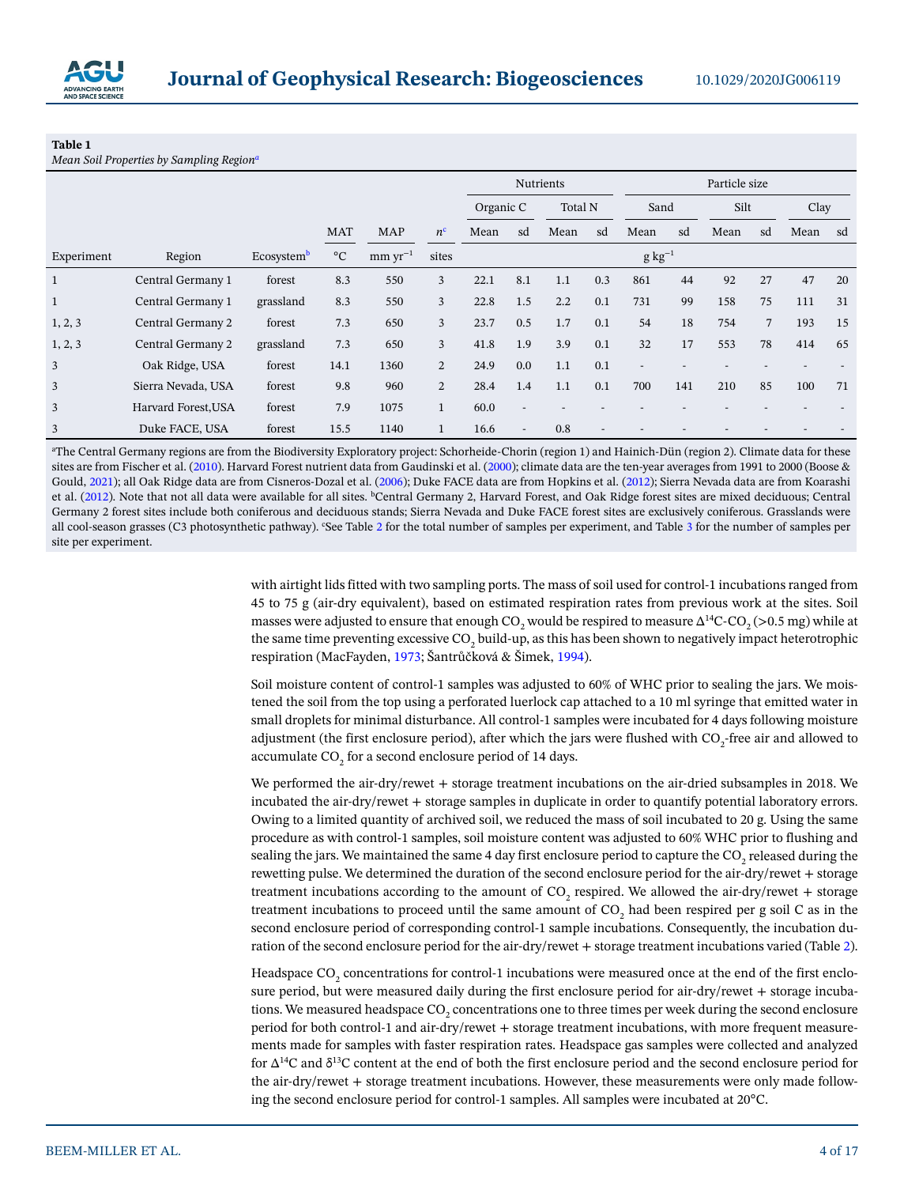**Table 1**
*Mean Soil Properties by Sampling Region*[a]

| | | | | | | Nutrients | | | | Particle size | | | | | |
|---|---|---|---|---|---|---|---|---|---|---|---|---|---|---|---|
| | | | | | | Organic C | | Total N | | Sand | | Silt | | Clay | |
| | | | MAT | MAP | $n$[c] | Mean | sd | Mean | sd | Mean | sd | Mean | sd | Mean | sd |
| Experiment | Region | Ecosystem[b] | °C | mm yr$^{-1}$ | sites | g kg$^{-1}$ | | | | | | | | | |
| 1 | Central Germany 1 | forest | 8.3 | 550 | 3 | 22.1 | 8.1 | 1.1 | 0.3 | 861 | 44 | 92 | 27 | 47 | 20 |
| 1 | Central Germany 1 | grassland | 8.3 | 550 | 3 | 22.8 | 1.5 | 2.2 | 0.1 | 731 | 99 | 158 | 75 | 111 | 31 |
| 1, 2, 3 | Central Germany 2 | forest | 7.3 | 650 | 3 | 23.7 | 0.5 | 1.7 | 0.1 | 54 | 18 | 754 | 7 | 193 | 15 |
| 1, 2, 3 | Central Germany 2 | grassland | 7.3 | 650 | 3 | 41.8 | 1.9 | 3.9 | 0.1 | 32 | 17 | 553 | 78 | 414 | 65 |
| 3 | Oak Ridge, USA | forest | 14.1 | 1360 | 2 | 24.9 | 0.0 | 1.1 | 0.1 | - | - | - | - | - | - |
| 3 | Sierra Nevada, USA | forest | 9.8 | 960 | 2 | 28.4 | 1.4 | 1.1 | 0.1 | 700 | 141 | 210 | 85 | 100 | 71 |
| 3 | Harvard Forest,USA | forest | 7.9 | 1075 | 1 | 60.0 | - | - | - | - | - | - | - | - | - |
| 3 | Duke FACE, USA | forest | 15.5 | 1140 | 1 | 16.6 | - | 0.8 | - | - | - | - | - | - | - |

[a]The Central Germany regions are from the Biodiversity Exploratory project: Schorheide-Chorin (region 1) and Hainich-Dün (region 2). Climate data for these sites are from Fischer et al. (2010). Harvard Forest nutrient data from Gaudinski et al. (2000); climate data are the ten-year averages from 1991 to 2000 (Boose & Gould, 2021); all Oak Ridge data are from Cisneros-Dozal et al. (2006); Duke FACE data are from Hopkins et al. (2012); Sierra Nevada data are from Koarashi et al. (2012). Note that not all data were available for all sites. [b]Central Germany 2, Harvard Forest, and Oak Ridge forest sites are mixed deciduous; Central Germany 2 forest sites include both coniferous and deciduous stands; Sierra Nevada and Duke FACE forest sites are exclusively coniferous. Grasslands were all cool-season grasses (C3 photosynthetic pathway). [c]See Table 2 for the total number of samples per experiment, and Table 3 for the number of samples per site per experiment.

with airtight lids fitted with two sampling ports. The mass of soil used for control-1 incubations ranged from 45 to 75 g (air-dry equivalent), based on estimated respiration rates from previous work at the sites. Soil masses were adjusted to ensure that enough $CO_2$ would be respired to measure $\Delta^{14}C$-$CO_2$ (>0.5 mg) while at the same time preventing excessive $CO_2$ build-up, as this has been shown to negatively impact heterotrophic respiration (MacFayden, 1973; Šantrůčková & Šimek, 1994).

Soil moisture content of control-1 samples was adjusted to 60% of WHC prior to sealing the jars. We moistened the soil from the top using a perforated luerlock cap attached to a 10 ml syringe that emitted water in small droplets for minimal disturbance. All control-1 samples were incubated for 4 days following moisture adjustment (the first enclosure period), after which the jars were flushed with $CO_2$-free air and allowed to accumulate $CO_2$ for a second enclosure period of 14 days.

We performed the air-dry/rewet + storage treatment incubations on the air-dried subsamples in 2018. We incubated the air-dry/rewet + storage samples in duplicate in order to quantify potential laboratory errors. Owing to a limited quantity of archived soil, we reduced the mass of soil incubated to 20 g. Using the same procedure as with control-1 samples, soil moisture content was adjusted to 60% WHC prior to flushing and sealing the jars. We maintained the same 4 day first enclosure period to capture the $CO_2$ released during the rewetting pulse. We determined the duration of the second enclosure period for the air-dry/rewet + storage treatment incubations according to the amount of $CO_2$ respired. We allowed the air-dry/rewet + storage treatment incubations to proceed until the same amount of $CO_2$ had been respired per g soil C as in the second enclosure period of corresponding control-1 sample incubations. Consequently, the incubation duration of the second enclosure period for the air-dry/rewet + storage treatment incubations varied (Table 2).

Headspace $CO_2$ concentrations for control-1 incubations were measured once at the end of the first enclosure period, but were measured daily during the first enclosure period for air-dry/rewet + storage incubations. We measured headspace $CO_2$ concentrations one to three times per week during the second enclosure period for both control-1 and air-dry/rewet + storage treatment incubations, with more frequent measurements made for samples with faster respiration rates. Headspace gas samples were collected and analyzed for $\Delta^{14}C$ and $\delta^{13}C$ content at the end of both the first enclosure period and the second enclosure period for the air-dry/rewet + storage treatment incubations. However, these measurements were only made following the second enclosure period for control-1 samples. All samples were incubated at 20°C.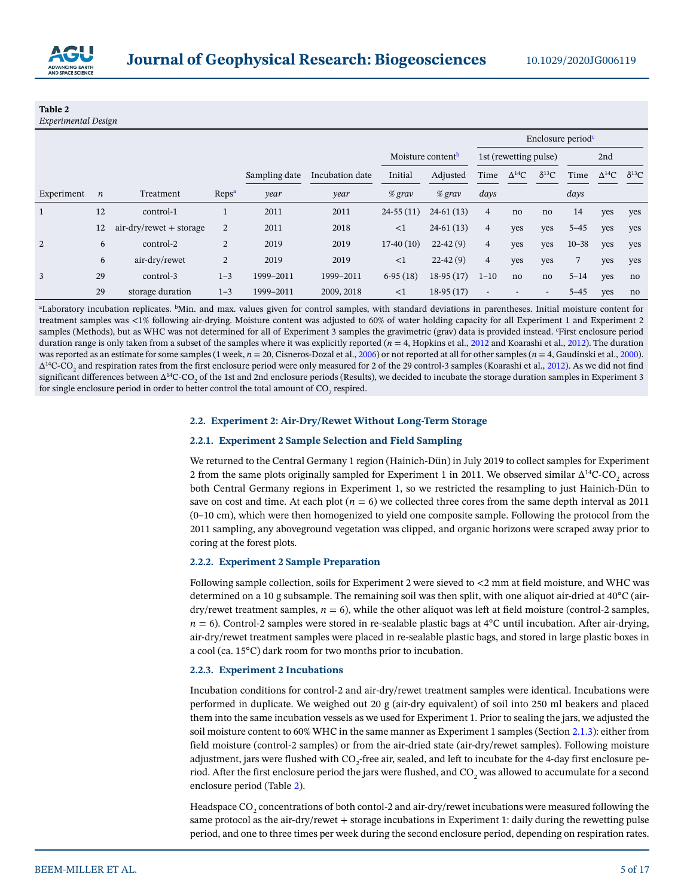**Table 2**
*Experimental Design*

| | | | | | | Moisture content[b] | | Enclosure period[c] | | | | | |
|---|---|---|---|---|---|---|---|---|---|---|---|---|---|
| | | | | | | | | 1st (rewetting pulse) | | | 2nd | | |
| | | | | Sampling date | Incubation date | Initial | Adjusted | Time | $\Delta^{14}C$ | $\delta^{13}C$ | Time | $\Delta^{14}C$ | $\delta^{13}C$ |
| Experiment | *n* | Treatment | Reps[a] | *year* | *year* | *% grav* | *% grav* | *days* | | | *days* | | |
| 1 | 12 | control-1 | 1 | 2011 | 2011 | 24-55 (11) | 24-61 (13) | 4 | no | no | 14 | yes | yes |
| | 12 | air-dry/rewet + storage | 2 | 2011 | 2018 | <1 | 24-61 (13) | 4 | yes | yes | 5–45 | yes | yes |
| 2 | 6 | control-2 | 2 | 2019 | 2019 | 17-40 (10) | 22-42 (9) | 4 | yes | yes | 10–38 | yes | yes |
| | 6 | air-dry/rewet | 2 | 2019 | 2019 | <1 | 22-42 (9) | 4 | yes | yes | 7 | yes | yes |
| 3 | 29 | control-3 | 1–3 | 1999–2011 | 1999–2011 | 6-95 (18) | 18-95 (17) | 1–10 | no | no | 5–14 | yes | no |
| | 29 | storage duration | 1–3 | 1999–2011 | 2009, 2018 | <1 | 18-95 (17) | - | - | - | 5–45 | yes | no |

[a]Laboratory incubation replicates. [b]Min. and max. values given for control samples, with standard deviations in parentheses. Initial moisture content for treatment samples was <1% following air-drying. Moisture content was adjusted to 60% of water holding capacity for all Experiment 1 and Experiment 2 samples (Methods), but as WHC was not determined for all of Experiment 3 samples the gravimetric (grav) data is provided instead. [c]First enclosure period duration range is only taken from a subset of the samples where it was explicitly reported ($n = 4$, Hopkins et al., 2012 and Koarashi et al., 2012). The duration was reported as an estimate for some samples (1 week, $n = 20$, Cisneros-Dozal et al., 2006) or not reported at all for other samples ($n = 4$, Gaudinski et al., 2000). $\Delta^{14}C$-$CO_2$ and respiration rates from the first enclosure period were only measured for 2 of the 29 control-3 samples (Koarashi et al., 2012). As we did not find significant differences between $\Delta^{14}C$-$CO_2$ of the 1st and 2nd enclosure periods (Results), we decided to incubate the storage duration samples in Experiment 3 for single enclosure period in order to better control the total amount of $CO_2$ respired.

### 2.2. Experiment 2: Air-Dry/Rewet Without Long-Term Storage

#### 2.2.1. Experiment 2 Sample Selection and Field Sampling

We returned to the Central Germany 1 region (Hainich-Dün) in July 2019 to collect samples for Experiment 2 from the same plots originally sampled for Experiment 1 in 2011. We observed similar $\Delta^{14}C$-$CO_2$ across both Central Germany regions in Experiment 1, so we restricted the resampling to just Hainich-Dün to save on cost and time. At each plot ($n = 6$) we collected three cores from the same depth interval as 2011 (0–10 cm), which were then homogenized to yield one composite sample. Following the protocol from the 2011 sampling, any aboveground vegetation was clipped, and organic horizons were scraped away prior to coring at the forest plots.

#### 2.2.2. Experiment 2 Sample Preparation

Following sample collection, soils for Experiment 2 were sieved to <2 mm at field moisture, and WHC was determined on a 10 g subsample. The remaining soil was then split, with one aliquot air-dried at 40°C (air-dry/rewet treatment samples, $n = 6$), while the other aliquot was left at field moisture (control-2 samples, $n = 6$). Control-2 samples were stored in re-sealable plastic bags at 4°C until incubation. After air-drying, air-dry/rewet treatment samples were placed in re-sealable plastic bags, and stored in large plastic boxes in a cool (ca. 15°C) dark room for two months prior to incubation.

#### 2.2.3. Experiment 2 Incubations

Incubation conditions for control-2 and air-dry/rewet treatment samples were identical. Incubations were performed in duplicate. We weighed out 20 g (air-dry equivalent) of soil into 250 ml beakers and placed them into the same incubation vessels as we used for Experiment 1. Prior to sealing the jars, we adjusted the soil moisture content to 60% WHC in the same manner as Experiment 1 samples (Section 2.1.3): either from field moisture (control-2 samples) or from the air-dried state (air-dry/rewet samples). Following moisture adjustment, jars were flushed with $CO_2$-free air, sealed, and left to incubate for the 4-day first enclosure period. After the first enclosure period the jars were flushed, and $CO_2$ was allowed to accumulate for a second enclosure period (Table 2).

Headspace $CO_2$ concentrations of both contol-2 and air-dry/rewet incubations were measured following the same protocol as the air-dry/rewet + storage incubations in Experiment 1: daily during the rewetting pulse period, and one to three times per week during the second enclosure period, depending on respiration rates.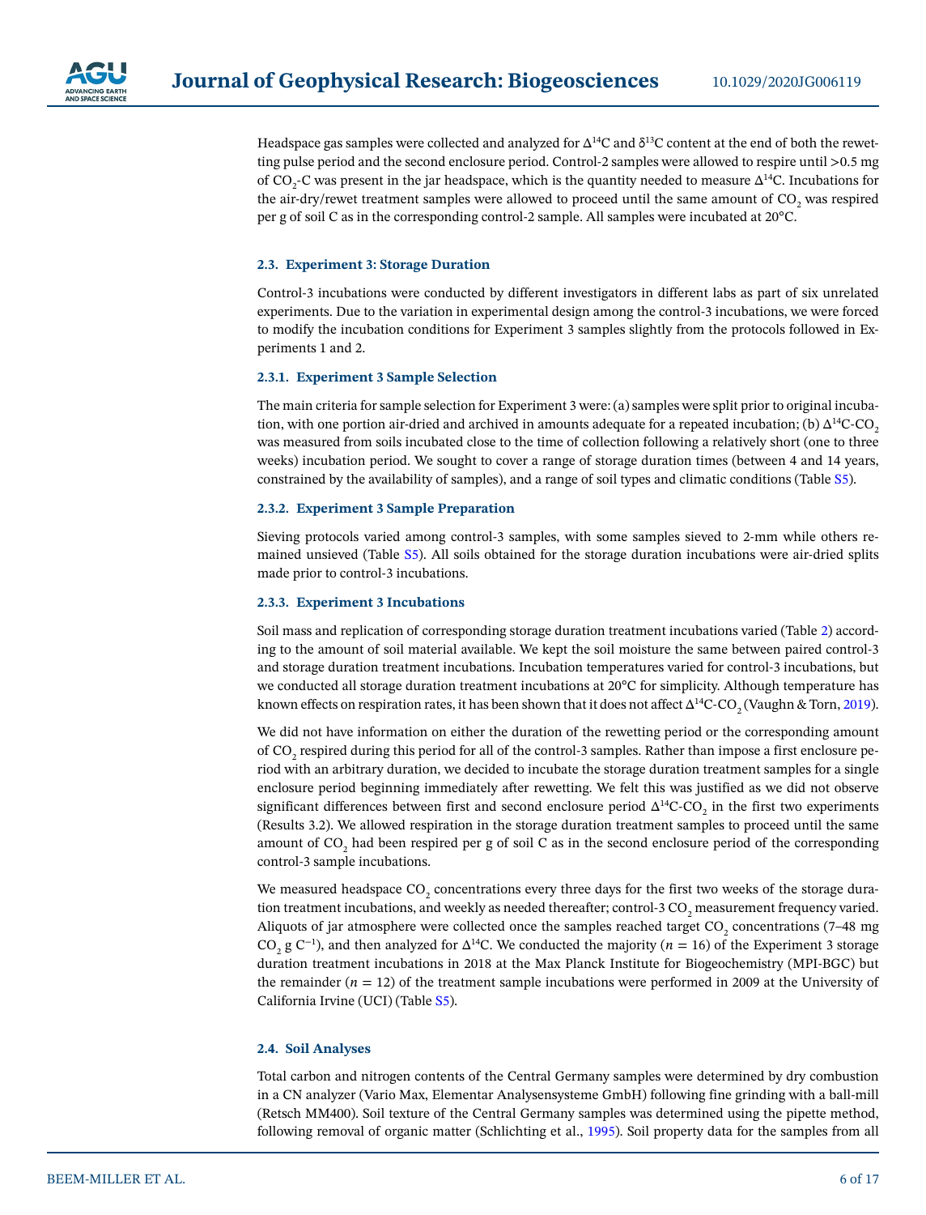Headspace gas samples were collected and analyzed for $\Delta^{14}C$ and $\delta^{13}C$ content at the end of both the rewetting pulse period and the second enclosure period. Control-2 samples were allowed to respire until >0.5 mg of $CO_2$-C was present in the jar headspace, which is the quantity needed to measure $\Delta^{14}C$. Incubations for the air-dry/rewet treatment samples were allowed to proceed until the same amount of $CO_2$ was respired per g of soil C as in the corresponding control-2 sample. All samples were incubated at 20°C.

### 2.3. Experiment 3: Storage Duration

Control-3 incubations were conducted by different investigators in different labs as part of six unrelated experiments. Due to the variation in experimental design among the control-3 incubations, we were forced to modify the incubation conditions for Experiment 3 samples slightly from the protocols followed in Experiments 1 and 2.

#### 2.3.1. Experiment 3 Sample Selection

The main criteria for sample selection for Experiment 3 were: (a) samples were split prior to original incubation, with one portion air-dried and archived in amounts adequate for a repeated incubation; (b) $\Delta^{14}C$-$CO_2$ was measured from soils incubated close to the time of collection following a relatively short (one to three weeks) incubation period. We sought to cover a range of storage duration times (between 4 and 14 years, constrained by the availability of samples), and a range of soil types and climatic conditions (Table S5).

#### 2.3.2. Experiment 3 Sample Preparation

Sieving protocols varied among control-3 samples, with some samples sieved to 2-mm while others remained unsieved (Table S5). All soils obtained for the storage duration incubations were air-dried splits made prior to control-3 incubations.

#### 2.3.3. Experiment 3 Incubations

Soil mass and replication of corresponding storage duration treatment incubations varied (Table 2) according to the amount of soil material available. We kept the soil moisture the same between paired control-3 and storage duration treatment incubations. Incubation temperatures varied for control-3 incubations, but we conducted all storage duration treatment incubations at 20°C for simplicity. Although temperature has known effects on respiration rates, it has been shown that it does not affect $\Delta^{14}C$-$CO_2$ (Vaughn & Torn, 2019).

We did not have information on either the duration of the rewetting period or the corresponding amount of $CO_2$ respired during this period for all of the control-3 samples. Rather than impose a first enclosure period with an arbitrary duration, we decided to incubate the storage duration treatment samples for a single enclosure period beginning immediately after rewetting. We felt this was justified as we did not observe significant differences between first and second enclosure period $\Delta^{14}C$-$CO_2$ in the first two experiments (Results 3.2). We allowed respiration in the storage duration treatment samples to proceed until the same amount of $CO_2$ had been respired per g of soil C as in the second enclosure period of the corresponding control-3 sample incubations.

We measured headspace $CO_2$ concentrations every three days for the first two weeks of the storage duration treatment incubations, and weekly as needed thereafter; control-3 $CO_2$ measurement frequency varied. Aliquots of jar atmosphere were collected once the samples reached target $CO_2$ concentrations (7–48 mg $CO_2$ g $C^{-1}$), and then analyzed for $\Delta^{14}C$. We conducted the majority ($n = 16$) of the Experiment 3 storage duration treatment incubations in 2018 at the Max Planck Institute for Biogeochemistry (MPI-BGC) but the remainder ($n = 12$) of the treatment sample incubations were performed in 2009 at the University of California Irvine (UCI) (Table S5).

### 2.4. Soil Analyses

Total carbon and nitrogen contents of the Central Germany samples were determined by dry combustion in a CN analyzer (Vario Max, Elementar Analysensysteme GmbH) following fine grinding with a ball-mill (Retsch MM400). Soil texture of the Central Germany samples was determined using the pipette method, following removal of organic matter (Schlichting et al., 1995). Soil property data for the samples from all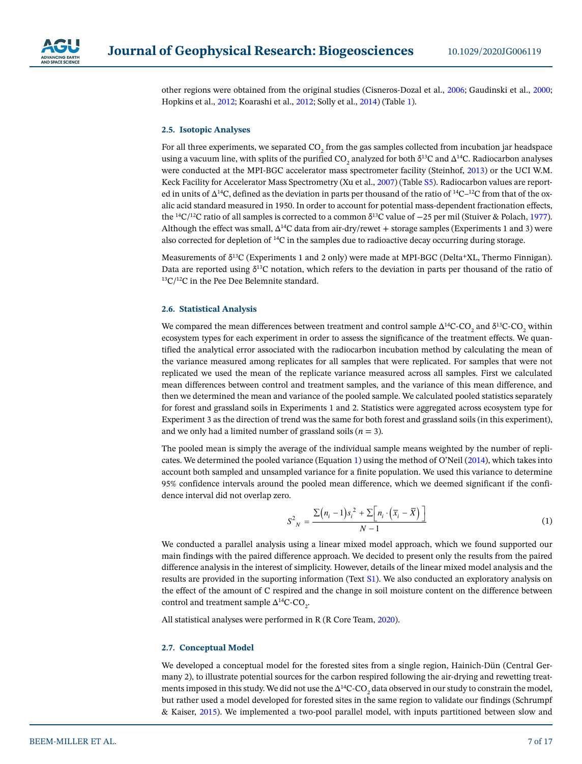other regions were obtained from the original studies (Cisneros-Dozal et al., 2006; Gaudinski et al., 2000; Hopkins et al., 2012; Koarashi et al., 2012; Solly et al., 2014) (Table 1).

### 2.5. Isotopic Analyses

For all three experiments, we separated $CO_2$ from the gas samples collected from incubation jar headspace using a vacuum line, with splits of the purified $CO_2$ analyzed for both $\delta^{13}C$ and $\Delta^{14}C$. Radiocarbon analyses were conducted at the MPI-BGC accelerator mass spectrometer facility (Steinhof, 2013) or the UCI W.M. Keck Facility for Accelerator Mass Spectrometry (Xu et al., 2007) (Table S5). Radiocarbon values are reported in units of $\Delta^{14}C$, defined as the deviation in parts per thousand of the ratio of $^{14}C$–$^{12}C$ from that of the oxalic acid standard measured in 1950. In order to account for potential mass-dependent fractionation effects, the $^{14}C/^{12}C$ ratio of all samples is corrected to a common $\delta^{13}C$ value of −25 per mil (Stuiver & Polach, 1977). Although the effect was small, $\Delta^{14}C$ data from air-dry/rewet + storage samples (Experiments 1 and 3) were also corrected for depletion of $^{14}C$ in the samples due to radioactive decay occurring during storage.

Measurements of $\delta^{13}C$ (Experiments 1 and 2 only) were made at MPI-BGC (Delta$^+$XL, Thermo Finnigan). Data are reported using $\delta^{13}C$ notation, which refers to the deviation in parts per thousand of the ratio of $^{13}C/^{12}C$ in the Pee Dee Belemnite standard.

### 2.6. Statistical Analysis

We compared the mean differences between treatment and control sample $\Delta^{14}C$-$CO_2$ and $\delta^{13}C$-$CO_2$ within ecosystem types for each experiment in order to assess the significance of the treatment effects. We quantified the analytical error associated with the radiocarbon incubation method by calculating the mean of the variance measured among replicates for all samples that were replicated. For samples that were not replicated we used the mean of the replicate variance measured across all samples. First we calculated mean differences between control and treatment samples, and the variance of this mean difference, and then we determined the mean and variance of the pooled sample. We calculated pooled statistics separately for forest and grassland soils in Experiments 1 and 2. Statistics were aggregated across ecosystem type for Experiment 3 as the direction of trend was the same for both forest and grassland soils (in this experiment), and we only had a limited number of grassland soils ($n = 3$).

The pooled mean is simply the average of the individual sample means weighted by the number of replicates. We determined the pooled variance (Equation 1) using the method of O'Neil (2014), which takes into account both sampled and unsampled variance for a finite population. We used this variance to determine 95% confidence intervals around the pooled mean difference, which we deemed significant if the confidence interval did not overlap zero.

$$S^2{}_N = \frac{\sum (n_i - 1) s_i{}^2 + \sum \left[ n_i \cdot \left( \overline{x}_i - \overline{X} \right) \right]}{N - 1} \tag{1}$$

We conducted a parallel analysis using a linear mixed model approach, which we found supported our main findings with the paired difference approach. We decided to present only the results from the paired difference analysis in the interest of simplicity. However, details of the linear mixed model analysis and the results are provided in the suporting information (Text S1). We also conducted an exploratory analysis on the effect of the amount of C respired and the change in soil moisture content on the difference between control and treatment sample $\Delta^{14}C$-$CO_2$.

All statistical analyses were performed in R (R Core Team, 2020).

### 2.7. Conceptual Model

We developed a conceptual model for the forested sites from a single region, Hainich-Dün (Central Germany 2), to illustrate potential sources for the carbon respired following the air-drying and rewetting treatments imposed in this study. We did not use the $\Delta^{14}C$-$CO_2$ data observed in our study to constrain the model, but rather used a model developed for forested sites in the same region to validate our findings (Schrumpf & Kaiser, 2015). We implemented a two-pool parallel model, with inputs partitioned between slow and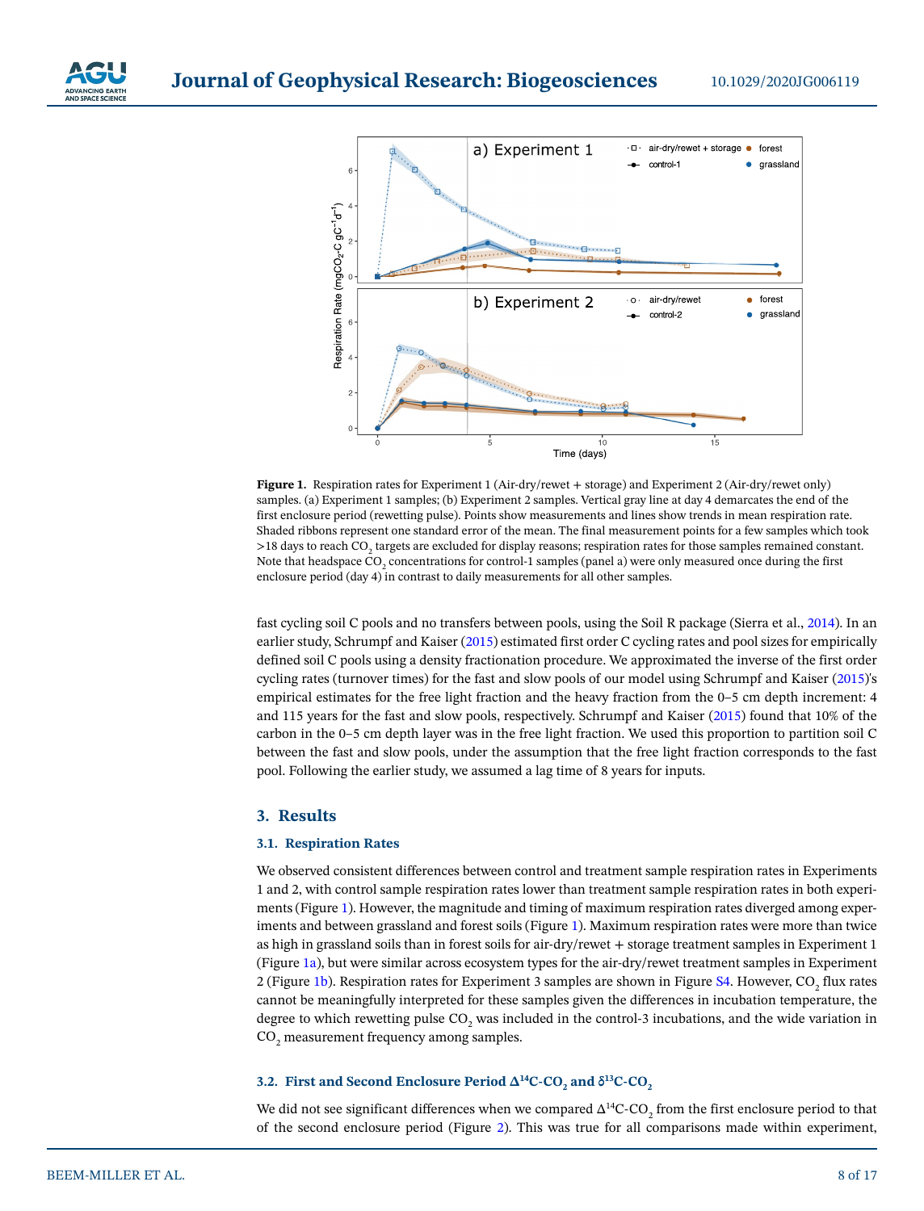**Figure 1.** Respiration rates for Experiment 1 (Air-dry/rewet + storage) and Experiment 2 (Air-dry/rewet only) samples. (a) Experiment 1 samples; (b) Experiment 2 samples. Vertical gray line at day 4 demarcates the end of the first enclosure period (rewetting pulse). Points show measurements and lines show trends in mean respiration rate. Shaded ribbons represent one standard error of the mean. The final measurement points for a few samples which took >18 days to reach $CO_2$ targets are excluded for display reasons; respiration rates for those samples remained constant. Note that headspace $CO_2$ concentrations for control-1 samples (panel a) were only measured once during the first enclosure period (day 4) in contrast to daily measurements for all other samples.

fast cycling soil C pools and no transfers between pools, using the Soil R package (Sierra et al., 2014). In an earlier study, Schrumpf and Kaiser (2015) estimated first order C cycling rates and pool sizes for empirically defined soil C pools using a density fractionation procedure. We approximated the inverse of the first order cycling rates (turnover times) for the fast and slow pools of our model using Schrumpf and Kaiser (2015)'s empirical estimates for the free light fraction and the heavy fraction from the 0–5 cm depth increment: 4 and 115 years for the fast and slow pools, respectively. Schrumpf and Kaiser (2015) found that 10% of the carbon in the 0–5 cm depth layer was in the free light fraction. We used this proportion to partition soil C between the fast and slow pools, under the assumption that the free light fraction corresponds to the fast pool. Following the earlier study, we assumed a lag time of 8 years for inputs.

## 3. Results

### 3.1. Respiration Rates

We observed consistent differences between control and treatment sample respiration rates in Experiments 1 and 2, with control sample respiration rates lower than treatment sample respiration rates in both experiments (Figure 1). However, the magnitude and timing of maximum respiration rates diverged among experiments and between grassland and forest soils (Figure 1). Maximum respiration rates were more than twice as high in grassland soils than in forest soils for air-dry/rewet + storage treatment samples in Experiment 1 (Figure 1a), but were similar across ecosystem types for the air-dry/rewet treatment samples in Experiment 2 (Figure 1b). Respiration rates for Experiment 3 samples are shown in Figure S4. However, $CO_2$ flux rates cannot be meaningfully interpreted for these samples given the differences in incubation temperature, the degree to which rewetting pulse $CO_2$ was included in the control-3 incubations, and the wide variation in $CO_2$ measurement frequency among samples.

### 3.2. First and Second Enclosure Period $\Delta^{14}C$-$CO_2$ and $\delta^{13}C$-$CO_2$

We did not see significant differences when we compared $\Delta^{14}C$-$CO_2$ from the first enclosure period to that of the second enclosure period (Figure 2). This was true for all comparisons made within experiment,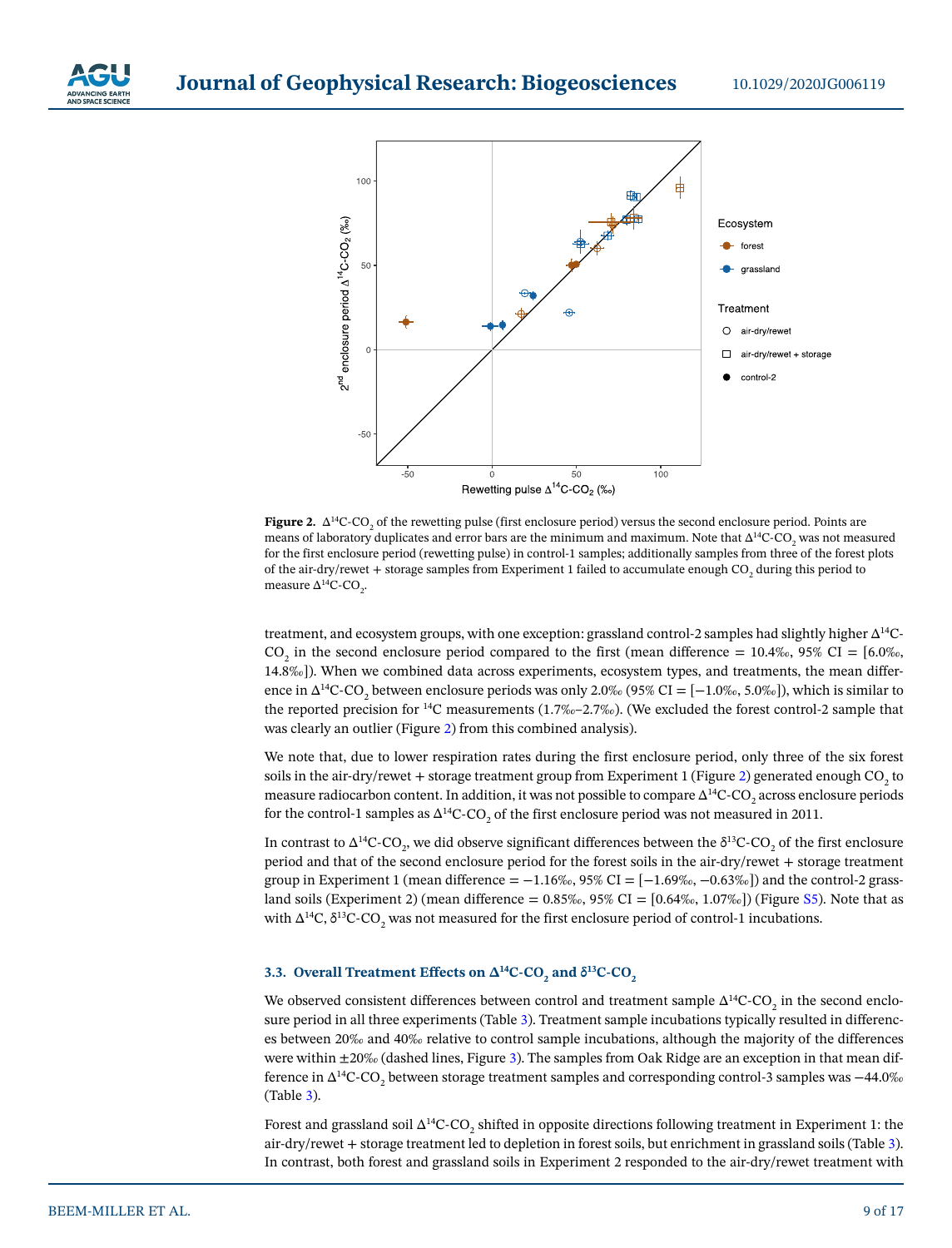**Figure 2.** $\Delta^{14}C\text{-}CO_2$ of the rewetting pulse (first enclosure period) versus the second enclosure period. Points are means of laboratory duplicates and error bars are the minimum and maximum. Note that $\Delta^{14}C\text{-}CO_2$ was not measured for the first enclosure period (rewetting pulse) in control-1 samples; additionally samples from three of the forest plots of the air-dry/rewet + storage samples from Experiment 1 failed to accumulate enough $CO_2$ during this period to measure $\Delta^{14}C\text{-}CO_2$.

treatment, and ecosystem groups, with one exception: grassland control-2 samples had slightly higher $\Delta^{14}C\text{-}CO_2$ in the second enclosure period compared to the first (mean difference = 10.4‰, 95% CI = [6.0‰, 14.8‰]). When we combined data across experiments, ecosystem types, and treatments, the mean difference in $\Delta^{14}C\text{-}CO_2$ between enclosure periods was only 2.0‰ (95% CI = [−1.0‰, 5.0‰]), which is similar to the reported precision for $^{14}C$ measurements (1.7‰–2.7‰). (We excluded the forest control-2 sample that was clearly an outlier (Figure 2) from this combined analysis).

We note that, due to lower respiration rates during the first enclosure period, only three of the six forest soils in the air-dry/rewet + storage treatment group from Experiment 1 (Figure 2) generated enough $CO_2$ to measure radiocarbon content. In addition, it was not possible to compare $\Delta^{14}C\text{-}CO_2$ across enclosure periods for the control-1 samples as $\Delta^{14}C\text{-}CO_2$ of the first enclosure period was not measured in 2011.

In contrast to $\Delta^{14}C\text{-}CO_2$, we did observe significant differences between the $\delta^{13}C\text{-}CO_2$ of the first enclosure period and that of the second enclosure period for the forest soils in the air-dry/rewet + storage treatment group in Experiment 1 (mean difference = −1.16‰, 95% CI = [−1.69‰, −0.63‰]) and the control-2 grassland soils (Experiment 2) (mean difference = 0.85‰, 95% CI = [0.64‰, 1.07‰]) (Figure S5). Note that as with $\Delta^{14}C$, $\delta^{13}C\text{-}CO_2$ was not measured for the first enclosure period of control-1 incubations.

### 3.3. Overall Treatment Effects on $\Delta^{14}C\text{-}CO_2$ and $\delta^{13}C\text{-}CO_2$

We observed consistent differences between control and treatment sample $\Delta^{14}C\text{-}CO_2$ in the second enclosure period in all three experiments (Table 3). Treatment sample incubations typically resulted in differences between 20‰ and 40‰ relative to control sample incubations, although the majority of the differences were within ±20‰ (dashed lines, Figure 3). The samples from Oak Ridge are an exception in that mean difference in $\Delta^{14}C\text{-}CO_2$ between storage treatment samples and corresponding control-3 samples was −44.0‰ (Table 3).

Forest and grassland soil $\Delta^{14}C\text{-}CO_2$ shifted in opposite directions following treatment in Experiment 1: the air-dry/rewet + storage treatment led to depletion in forest soils, but enrichment in grassland soils (Table 3). In contrast, both forest and grassland soils in Experiment 2 responded to the air-dry/rewet treatment with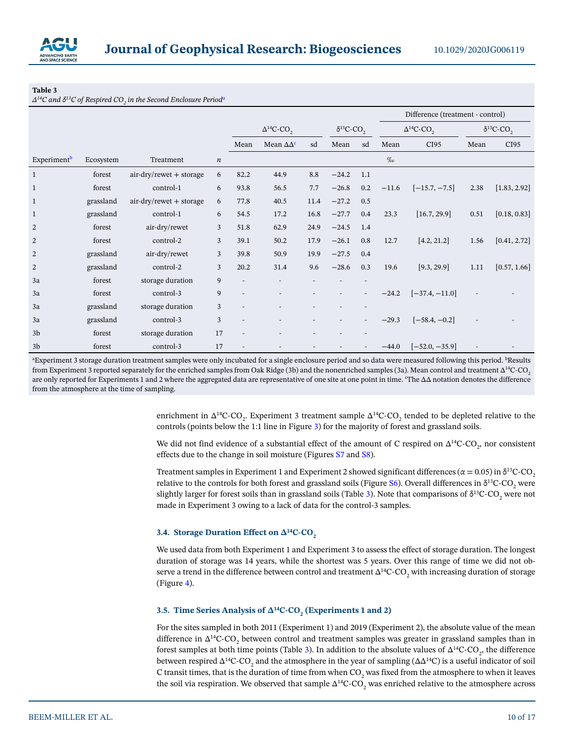**Table 3**
*$\Delta^{14}C$ and $\delta^{13}C$ of Respired $CO_2$ in the Second Enclosure Period*[a]

| | | | | $\Delta^{14}C$-$CO_2$ | | | $\delta^{13}C$-$CO_2$ | | Difference (treatment - control) | | | |
|---|---|---|---|---|---|---|---|---|---|---|---|---|
| | | | | | | | | | $\Delta^{14}C$-$CO_2$ | | $\delta^{13}C$-$CO_2$ | |
| Experiment[b] | Ecosystem | Treatment | *n* | Mean | Mean $\Delta\Delta$[c] | sd | Mean | sd | Mean | CI95 | Mean | CI95 |
| | | | | | | | | | ‰ | | | |
| 1 | forest | air-dry/rewet + storage | 6 | 82.2 | 44.9 | 8.8 | −24.2 | 1.1 | | | | |
| 1 | forest | control-1 | 6 | 93.8 | 56.5 | 7.7 | −26.8 | 0.2 | −11.6 | [−15.7, −7.5] | 2.38 | [1.83, 2.92] |
| 1 | grassland | air-dry/rewet + storage | 6 | 77.8 | 40.5 | 11.4 | −27.2 | 0.5 | | | | |
| 1 | grassland | control-1 | 6 | 54.5 | 17.2 | 16.8 | −27.7 | 0.4 | 23.3 | [16.7, 29.9] | 0.51 | [0.18, 0.83] |
| 2 | forest | air-dry/rewet | 3 | 51.8 | 62.9 | 24.9 | −24.5 | 1.4 | | | | |
| 2 | forest | control-2 | 3 | 39.1 | 50.2 | 17.9 | −26.1 | 0.8 | 12.7 | [4.2, 21.2] | 1.56 | [0.41, 2.72] |
| 2 | grassland | air-dry/rewet | 3 | 39.8 | 50.9 | 19.9 | −27.5 | 0.4 | | | | |
| 2 | grassland | control-2 | 3 | 20.2 | 31.4 | 9.6 | −28.6 | 0.3 | 19.6 | [9.3, 29.9] | 1.11 | [0.57, 1.66] |
| 3a | forest | storage duration | 9 | - | - | - | - | - | | | | |
| 3a | forest | control-3 | 9 | - | - | - | - | - | −24.2 | [−37.4, −11.0] | - | - |
| 3a | grassland | storage duration | 3 | - | - | - | - | - | | | | |
| 3a | grassland | control-3 | 3 | - | - | - | - | - | −29.3 | [−58.4, −0.2] | - | - |
| 3b | forest | storage duration | 17 | - | - | - | - | - | | | | |
| 3b | forest | control-3 | 17 | - | - | - | - | - | −44.0 | [−52.0, −35.9] | - | - |

[a]Experiment 3 storage duration treatment samples were only incubated for a single enclosure period and so data were measured following this period. [b]Results from Experiment 3 reported separately for the enriched samples from Oak Ridge (3b) and the nonenriched samples (3a). Mean control and treatment $\Delta^{14}C$-$CO_2$ are only reported for Experiments 1 and 2 where the aggregated data are representative of one site at one point in time. [c]The $\Delta\Delta$ notation denotes the difference from the atmosphere at the time of sampling.

enrichment in $\Delta^{14}C$-$CO_2$. Experiment 3 treatment sample $\Delta^{14}C$-$CO_2$ tended to be depleted relative to the controls (points below the 1:1 line in Figure 3) for the majority of forest and grassland soils.

We did not find evidence of a substantial effect of the amount of C respired on $\Delta^{14}C$-$CO_2$, nor consistent effects due to the change in soil moisture (Figures S7 and S8).

Treatment samples in Experiment 1 and Experiment 2 showed significant differences ($\alpha = 0.05$) in $\delta^{13}C$-$CO_2$ relative to the controls for both forest and grassland soils (Figure S6). Overall differences in $\delta^{13}C$-$CO_2$ were slightly larger for forest soils than in grassland soils (Table 3). Note that comparisons of $\delta^{13}C$-$CO_2$ were not made in Experiment 3 owing to a lack of data for the control-3 samples.

### 3.4. Storage Duration Effect on $\Delta^{14}C$-$CO_2$

We used data from both Experiment 1 and Experiment 3 to assess the effect of storage duration. The longest duration of storage was 14 years, while the shortest was 5 years. Over this range of time we did not observe a trend in the difference between control and treatment $\Delta^{14}C$-$CO_2$ with increasing duration of storage (Figure 4).

### 3.5. Time Series Analysis of $\Delta^{14}C$-$CO_2$ (Experiments 1 and 2)

For the sites sampled in both 2011 (Experiment 1) and 2019 (Experiment 2), the absolute value of the mean difference in $\Delta^{14}C$-$CO_2$ between control and treatment samples was greater in grassland samples than in forest samples at both time points (Table 3). In addition to the absolute values of $\Delta^{14}C$-$CO_2$, the difference between respired $\Delta^{14}C$-$CO_2$ and the atmosphere in the year of sampling ($\Delta\Delta^{14}C$) is a useful indicator of soil C transit times, that is the duration of time from when $CO_2$ was fixed from the atmosphere to when it leaves the soil via respiration. We observed that sample $\Delta^{14}C$-$CO_2$ was enriched relative to the atmosphere across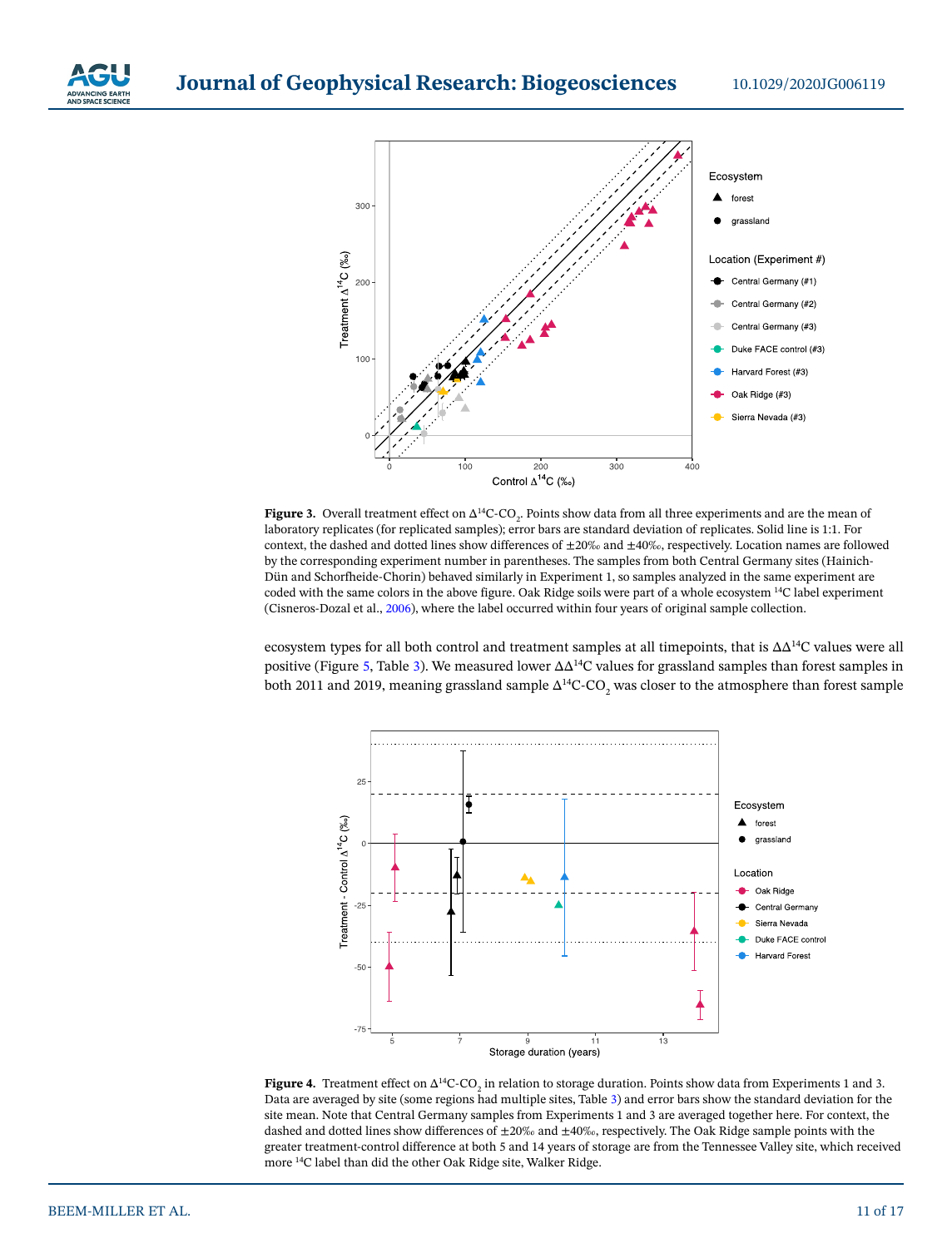**Figure 3.** Overall treatment effect on $\Delta^{14}C\text{-}CO_2$. Points show data from all three experiments and are the mean of laboratory replicates (for replicated samples); error bars are standard deviation of replicates. Solid line is 1:1. For context, the dashed and dotted lines show differences of ±20‰ and ±40‰, respectively. Location names are followed by the corresponding experiment number in parentheses. The samples from both Central Germany sites (Hainich-Dün and Schorfheide-Chorin) behaved similarly in Experiment 1, so samples analyzed in the same experiment are coded with the same colors in the above figure. Oak Ridge soils were part of a whole ecosystem $^{14}C$ label experiment (Cisneros-Dozal et al., 2006), where the label occurred within four years of original sample collection.

ecosystem types for all both control and treatment samples at all timepoints, that is $\Delta\Delta^{14}C$ values were all positive (Figure 5, Table 3). We measured lower $\Delta\Delta^{14}C$ values for grassland samples than forest samples in both 2011 and 2019, meaning grassland sample $\Delta^{14}C\text{-}CO_2$ was closer to the atmosphere than forest sample

**Figure 4.** Treatment effect on $\Delta^{14}C\text{-}CO_2$ in relation to storage duration. Points show data from Experiments 1 and 3. Data are averaged by site (some regions had multiple sites, Table 3) and error bars show the standard deviation for the site mean. Note that Central Germany samples from Experiments 1 and 3 are averaged together here. For context, the dashed and dotted lines show differences of ±20‰ and ±40‰, respectively. The Oak Ridge sample points with the greater treatment-control difference at both 5 and 14 years of storage are from the Tennessee Valley site, which received more $^{14}C$ label than did the other Oak Ridge site, Walker Ridge.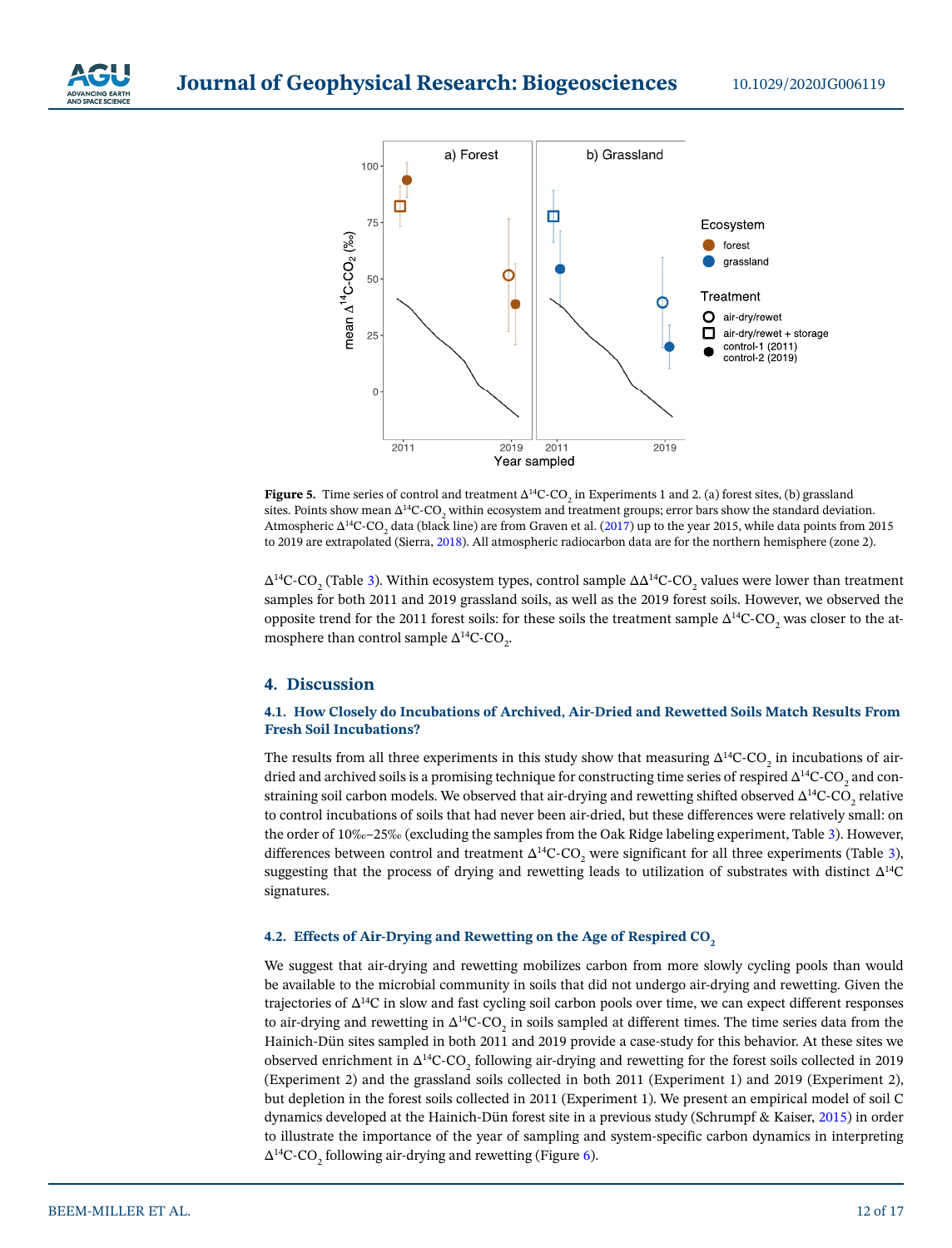**Figure 5.** Time series of control and treatment $\Delta^{14}C\text{-}CO_2$ in Experiments 1 and 2. (a) forest sites, (b) grassland sites. Points show mean $\Delta^{14}C\text{-}CO_2$ within ecosystem and treatment groups; error bars show the standard deviation. Atmospheric $\Delta^{14}C\text{-}CO_2$ data (black line) are from Graven et al. (2017) up to the year 2015, while data points from 2015 to 2019 are extrapolated (Sierra, 2018). All atmospheric radiocarbon data are for the northern hemisphere (zone 2).

$\Delta^{14}C\text{-}CO_2$ (Table 3). Within ecosystem types, control sample $\Delta\Delta^{14}C\text{-}CO_2$ values were lower than treatment samples for both 2011 and 2019 grassland soils, as well as the 2019 forest soils. However, we observed the opposite trend for the 2011 forest soils: for these soils the treatment sample $\Delta^{14}C\text{-}CO_2$ was closer to the atmosphere than control sample $\Delta^{14}C\text{-}CO_2$.

## 4. Discussion

### 4.1. How Closely do Incubations of Archived, Air-Dried and Rewetted Soils Match Results From Fresh Soil Incubations?

The results from all three experiments in this study show that measuring $\Delta^{14}C\text{-}CO_2$ in incubations of air-dried and archived soils is a promising technique for constructing time series of respired $\Delta^{14}C\text{-}CO_2$ and constraining soil carbon models. We observed that air-drying and rewetting shifted observed $\Delta^{14}C\text{-}CO_2$ relative to control incubations of soils that had never been air-dried, but these differences were relatively small: on the order of 10‰–25‰ (excluding the samples from the Oak Ridge labeling experiment, Table 3). However, differences between control and treatment $\Delta^{14}C\text{-}CO_2$ were significant for all three experiments (Table 3), suggesting that the process of drying and rewetting leads to utilization of substrates with distinct $\Delta^{14}C$ signatures.

### 4.2. Effects of Air-Drying and Rewetting on the Age of Respired $CO_2$

We suggest that air-drying and rewetting mobilizes carbon from more slowly cycling pools than would be available to the microbial community in soils that did not undergo air-drying and rewetting. Given the trajectories of $\Delta^{14}C$ in slow and fast cycling soil carbon pools over time, we can expect different responses to air-drying and rewetting in $\Delta^{14}C\text{-}CO_2$ in soils sampled at different times. The time series data from the Hainich-Dün sites sampled in both 2011 and 2019 provide a case-study for this behavior. At these sites we observed enrichment in $\Delta^{14}C\text{-}CO_2$ following air-drying and rewetting for the forest soils collected in 2019 (Experiment 2) and the grassland soils collected in both 2011 (Experiment 1) and 2019 (Experiment 2), but depletion in the forest soils collected in 2011 (Experiment 1). We present an empirical model of soil C dynamics developed at the Hainich-Dün forest site in a previous study (Schrumpf & Kaiser, 2015) in order to illustrate the importance of the year of sampling and system-specific carbon dynamics in interpreting $\Delta^{14}C\text{-}CO_2$ following air-drying and rewetting (Figure 6).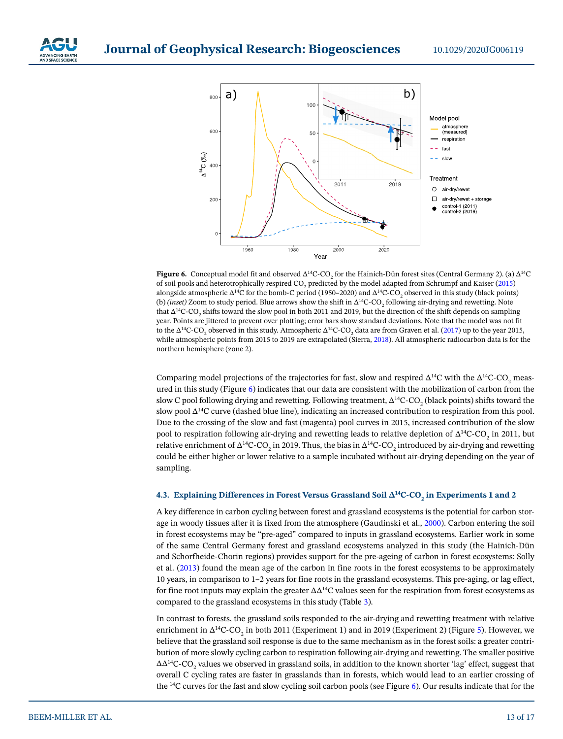**Figure 6.** Conceptual model fit and observed $\Delta^{14}C$-$CO_2$ for the Hainich-Dün forest sites (Central Germany 2). (a) $\Delta^{14}C$ of soil pools and heterotrophically respired $CO_2$ predicted by the model adapted from Schrumpf and Kaiser (2015) alongside atmospheric $\Delta^{14}C$ for the bomb-C period (1950–2020) and $\Delta^{14}C$-$CO_2$ observed in this study (black points) (b) *(inset)* Zoom to study period. Blue arrows show the shift in $\Delta^{14}C$-$CO_2$ following air-drying and rewetting. Note that $\Delta^{14}C$-$CO_2$ shifts toward the slow pool in both 2011 and 2019, but the direction of the shift depends on sampling year. Points are jittered to prevent over plotting; error bars show standard deviations. Note that the model was not fit to the $\Delta^{14}C$-$CO_2$ observed in this study. Atmospheric $\Delta^{14}C$-$CO_2$ data are from Graven et al. (2017) up to the year 2015, while atmospheric points from 2015 to 2019 are extrapolated (Sierra, 2018). All atmospheric radiocarbon data is for the northern hemisphere (zone 2).

Comparing model projections of the trajectories for fast, slow and respired $\Delta^{14}C$ with the $\Delta^{14}C$-$CO_2$ measured in this study (Figure 6) indicates that our data are consistent with the mobilization of carbon from the slow C pool following drying and rewetting. Following treatment, $\Delta^{14}C$-$CO_2$ (black points) shifts toward the slow pool $\Delta^{14}C$ curve (dashed blue line), indicating an increased contribution to respiration from this pool. Due to the crossing of the slow and fast (magenta) pool curves in 2015, increased contribution of the slow pool to respiration following air-drying and rewetting leads to relative depletion of $\Delta^{14}C$-$CO_2$ in 2011, but relative enrichment of $\Delta^{14}C$-$CO_2$ in 2019. Thus, the bias in $\Delta^{14}C$-$CO_2$ introduced by air-drying and rewetting could be either higher or lower relative to a sample incubated without air-drying depending on the year of sampling.

### 4.3. Explaining Differences in Forest Versus Grassland Soil $\Delta^{14}C$-$CO_2$ in Experiments 1 and 2

A key difference in carbon cycling between forest and grassland ecosystems is the potential for carbon storage in woody tissues after it is fixed from the atmosphere (Gaudinski et al., 2000). Carbon entering the soil in forest ecosystems may be "pre-aged" compared to inputs in grassland ecosystems. Earlier work in some of the same Central Germany forest and grassland ecosystems analyzed in this study (the Hainich-Dün and Schorfheide-Chorin regions) provides support for the pre-ageing of carbon in forest ecosystems: Solly et al. (2013) found the mean age of the carbon in fine roots in the forest ecosystems to be approximately 10 years, in comparison to 1–2 years for fine roots in the grassland ecosystems. This pre-aging, or lag effect, for fine root inputs may explain the greater $\Delta\Delta^{14}C$ values seen for the respiration from forest ecosystems as compared to the grassland ecosystems in this study (Table 3).

In contrast to forests, the grassland soils responded to the air-drying and rewetting treatment with relative enrichment in $\Delta^{14}C$-$CO_2$ in both 2011 (Experiment 1) and in 2019 (Experiment 2) (Figure 5). However, we believe that the grassland soil response is due to the same mechanism as in the forest soils: a greater contribution of more slowly cycling carbon to respiration following air-drying and rewetting. The smaller positive $\Delta\Delta^{14}C$-$CO_2$ values we observed in grassland soils, in addition to the known shorter 'lag' effect, suggest that overall C cycling rates are faster in grasslands than in forests, which would lead to an earlier crossing of the $^{14}C$ curves for the fast and slow cycling soil carbon pools (see Figure 6). Our results indicate that for the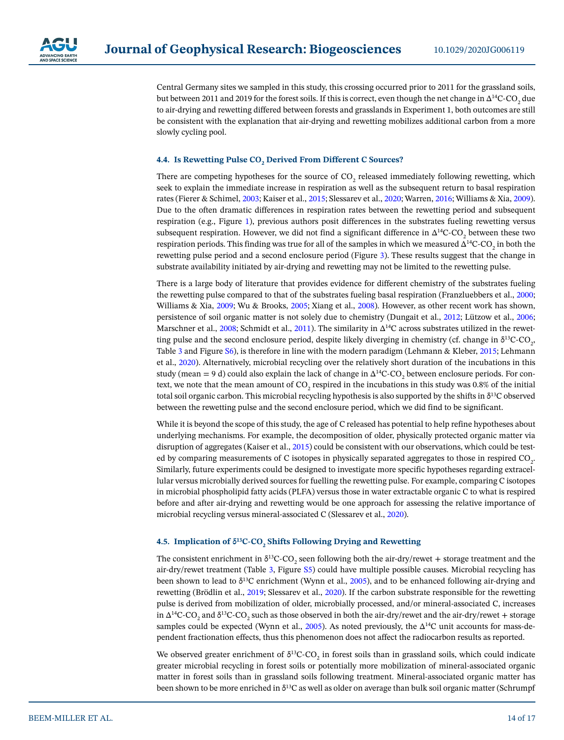Central Germany sites we sampled in this study, this crossing occurred prior to 2011 for the grassland soils, but between 2011 and 2019 for the forest soils. If this is correct, even though the net change in $\Delta^{14}C\text{-}CO_2$ due to air-drying and rewetting differed between forests and grasslands in Experiment 1, both outcomes are still be consistent with the explanation that air-drying and rewetting mobilizes additional carbon from a more slowly cycling pool.

### 4.4. Is Rewetting Pulse $CO_2$ Derived From Different C Sources?

There are competing hypotheses for the source of $CO_2$ released immediately following rewetting, which seek to explain the immediate increase in respiration as well as the subsequent return to basal respiration rates (Fierer & Schimel, 2003; Kaiser et al., 2015; Slessarev et al., 2020; Warren, 2016; Williams & Xia, 2009). Due to the often dramatic differences in respiration rates between the rewetting period and subsequent respiration (e.g., Figure 1), previous authors posit differences in the substrates fueling rewetting versus subsequent respiration. However, we did not find a significant difference in $\Delta^{14}C\text{-}CO_2$ between these two respiration periods. This finding was true for all of the samples in which we measured $\Delta^{14}C\text{-}CO_2$ in both the rewetting pulse period and a second enclosure period (Figure 3). These results suggest that the change in substrate availability initiated by air-drying and rewetting may not be limited to the rewetting pulse.

There is a large body of literature that provides evidence for different chemistry of the substrates fueling the rewetting pulse compared to that of the substrates fueling basal respiration (Franzluebbers et al., 2000; Williams & Xia, 2009; Wu & Brooks, 2005; Xiang et al., 2008). However, as other recent work has shown, persistence of soil organic matter is not solely due to chemistry (Dungait et al., 2012; Lützow et al., 2006; Marschner et al., 2008; Schmidt et al., 2011). The similarity in $\Delta^{14}C$ across substrates utilized in the rewetting pulse and the second enclosure period, despite likely diverging in chemistry (cf. change in $\delta^{13}C\text{-}CO_2$, Table 3 and Figure S6), is therefore in line with the modern paradigm (Lehmann & Kleber, 2015; Lehmann et al., 2020). Alternatively, microbial recycling over the relatively short duration of the incubations in this study (mean = 9 d) could also explain the lack of change in $\Delta^{14}C\text{-}CO_2$ between enclosure periods. For context, we note that the mean amount of $CO_2$ respired in the incubations in this study was 0.8% of the initial total soil organic carbon. This microbial recycling hypothesis is also supported by the shifts in $\delta^{13}C$ observed between the rewetting pulse and the second enclosure period, which we did find to be significant.

While it is beyond the scope of this study, the age of C released has potential to help refine hypotheses about underlying mechanisms. For example, the decomposition of older, physically protected organic matter via disruption of aggregates (Kaiser et al., 2015) could be consistent with our observations, which could be tested by comparing measurements of C isotopes in physically separated aggregates to those in respired $CO_2$. Similarly, future experiments could be designed to investigate more specific hypotheses regarding extracellular versus microbially derived sources for fuelling the rewetting pulse. For example, comparing C isotopes in microbial phospholipid fatty acids (PLFA) versus those in water extractable organic C to what is respired before and after air-drying and rewetting would be one approach for assessing the relative importance of microbial recycling versus mineral-associated C (Slessarev et al., 2020).

### 4.5. Implication of $\delta^{13}C\text{-}CO_2$ Shifts Following Drying and Rewetting

The consistent enrichment in $\delta^{13}C\text{-}CO_2$ seen following both the air-dry/rewet + storage treatment and the air-dry/rewet treatment (Table 3, Figure S5) could have multiple possible causes. Microbial recycling has been shown to lead to $\delta^{13}C$ enrichment (Wynn et al., 2005), and to be enhanced following air-drying and rewetting (Brödlin et al., 2019; Slessarev et al., 2020). If the carbon substrate responsible for the rewetting pulse is derived from mobilization of older, microbially processed, and/or mineral-associated C, increases in $\Delta^{14}C\text{-}CO_2$ and $\delta^{13}C\text{-}CO_2$ such as those observed in both the air-dry/rewet and the air-dry/rewet + storage samples could be expected (Wynn et al., 2005). As noted previously, the $\Delta^{14}C$ unit accounts for mass-dependent fractionation effects, thus this phenomenon does not affect the radiocarbon results as reported.

We observed greater enrichment of $\delta^{13}C\text{-}CO_2$ in forest soils than in grassland soils, which could indicate greater microbial recycling in forest soils or potentially more mobilization of mineral-associated organic matter in forest soils than in grassland soils following treatment. Mineral-associated organic matter has been shown to be more enriched in $\delta^{13}C$ as well as older on average than bulk soil organic matter (Schrumpf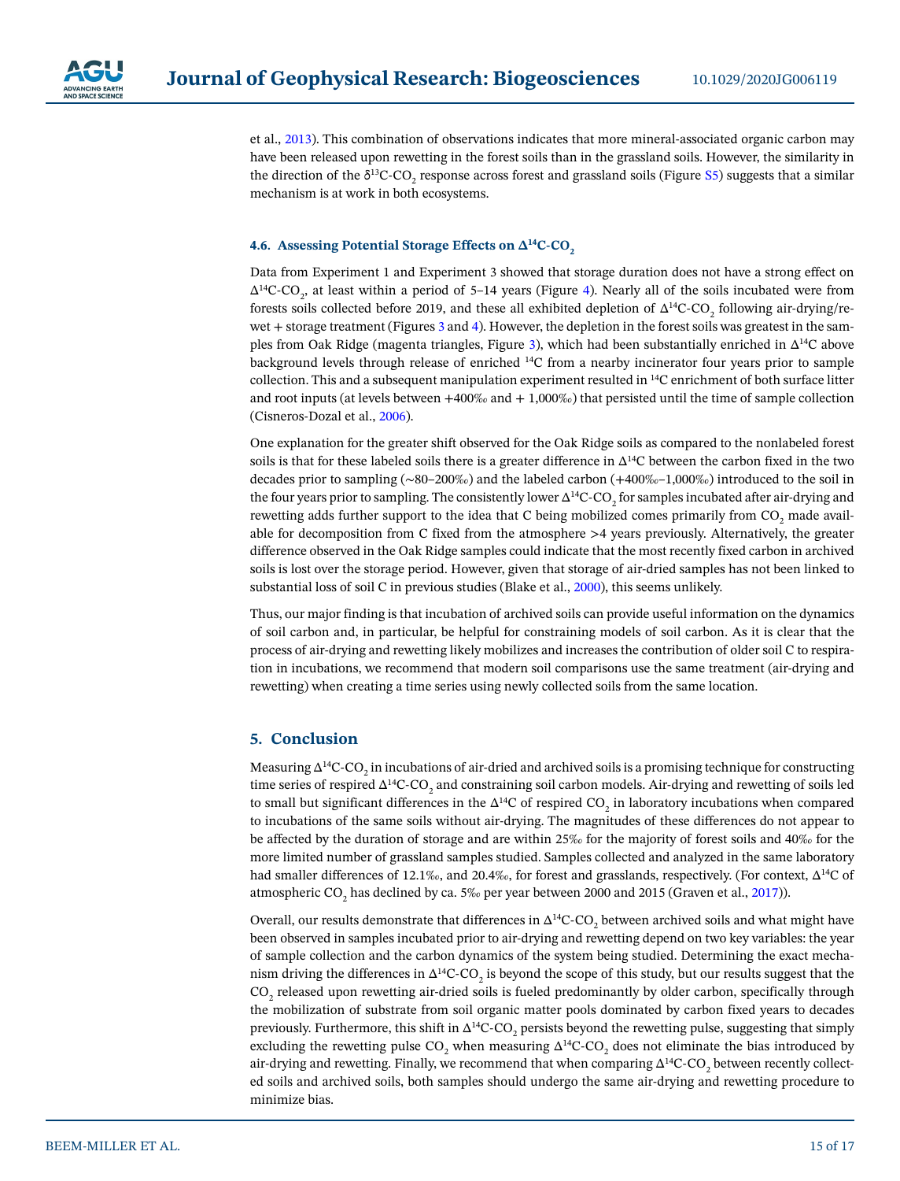et al., 2013). This combination of observations indicates that more mineral-associated organic carbon may have been released upon rewetting in the forest soils than in the grassland soils. However, the similarity in the direction of the $\delta^{13}C$-$CO_2$ response across forest and grassland soils (Figure S5) suggests that a similar mechanism is at work in both ecosystems.

### 4.6. Assessing Potential Storage Effects on $\Delta^{14}C$-$CO_2$

Data from Experiment 1 and Experiment 3 showed that storage duration does not have a strong effect on $\Delta^{14}C$-$CO_2$, at least within a period of 5–14 years (Figure 4). Nearly all of the soils incubated were from forests soils collected before 2019, and these all exhibited depletion of $\Delta^{14}C$-$CO_2$ following air-drying/rewet + storage treatment (Figures 3 and 4). However, the depletion in the forest soils was greatest in the samples from Oak Ridge (magenta triangles, Figure 3), which had been substantially enriched in $\Delta^{14}C$ above background levels through release of enriched $^{14}C$ from a nearby incinerator four years prior to sample collection. This and a subsequent manipulation experiment resulted in $^{14}C$ enrichment of both surface litter and root inputs (at levels between +400‰ and + 1,000‰) that persisted until the time of sample collection (Cisneros-Dozal et al., 2006).

One explanation for the greater shift observed for the Oak Ridge soils as compared to the nonlabeled forest soils is that for these labeled soils there is a greater difference in $\Delta^{14}C$ between the carbon fixed in the two decades prior to sampling (~80–200‰) and the labeled carbon (+400‰–1,000‰) introduced to the soil in the four years prior to sampling. The consistently lower $\Delta^{14}C$-$CO_2$ for samples incubated after air-drying and rewetting adds further support to the idea that C being mobilized comes primarily from $CO_2$ made available for decomposition from C fixed from the atmosphere >4 years previously. Alternatively, the greater difference observed in the Oak Ridge samples could indicate that the most recently fixed carbon in archived soils is lost over the storage period. However, given that storage of air-dried samples has not been linked to substantial loss of soil C in previous studies (Blake et al., 2000), this seems unlikely.

Thus, our major finding is that incubation of archived soils can provide useful information on the dynamics of soil carbon and, in particular, be helpful for constraining models of soil carbon. As it is clear that the process of air-drying and rewetting likely mobilizes and increases the contribution of older soil C to respiration in incubations, we recommend that modern soil comparisons use the same treatment (air-drying and rewetting) when creating a time series using newly collected soils from the same location.

## 5. Conclusion

Measuring $\Delta^{14}C$-$CO_2$ in incubations of air-dried and archived soils is a promising technique for constructing time series of respired $\Delta^{14}C$-$CO_2$ and constraining soil carbon models. Air-drying and rewetting of soils led to small but significant differences in the $\Delta^{14}C$ of respired $CO_2$ in laboratory incubations when compared to incubations of the same soils without air-drying. The magnitudes of these differences do not appear to be affected by the duration of storage and are within 25‰ for the majority of forest soils and 40‰ for the more limited number of grassland samples studied. Samples collected and analyzed in the same laboratory had smaller differences of 12.1‰, and 20.4‰, for forest and grasslands, respectively. (For context, $\Delta^{14}C$ of atmospheric $CO_2$ has declined by ca. 5‰ per year between 2000 and 2015 (Graven et al., 2017)).

Overall, our results demonstrate that differences in $\Delta^{14}C$-$CO_2$ between archived soils and what might have been observed in samples incubated prior to air-drying and rewetting depend on two key variables: the year of sample collection and the carbon dynamics of the system being studied. Determining the exact mechanism driving the differences in $\Delta^{14}C$-$CO_2$ is beyond the scope of this study, but our results suggest that the $CO_2$ released upon rewetting air-dried soils is fueled predominantly by older carbon, specifically through the mobilization of substrate from soil organic matter pools dominated by carbon fixed years to decades previously. Furthermore, this shift in $\Delta^{14}C$-$CO_2$ persists beyond the rewetting pulse, suggesting that simply excluding the rewetting pulse $CO_2$ when measuring $\Delta^{14}C$-$CO_2$ does not eliminate the bias introduced by air-drying and rewetting. Finally, we recommend that when comparing $\Delta^{14}C$-$CO_2$ between recently collected soils and archived soils, both samples should undergo the same air-drying and rewetting procedure to minimize bias.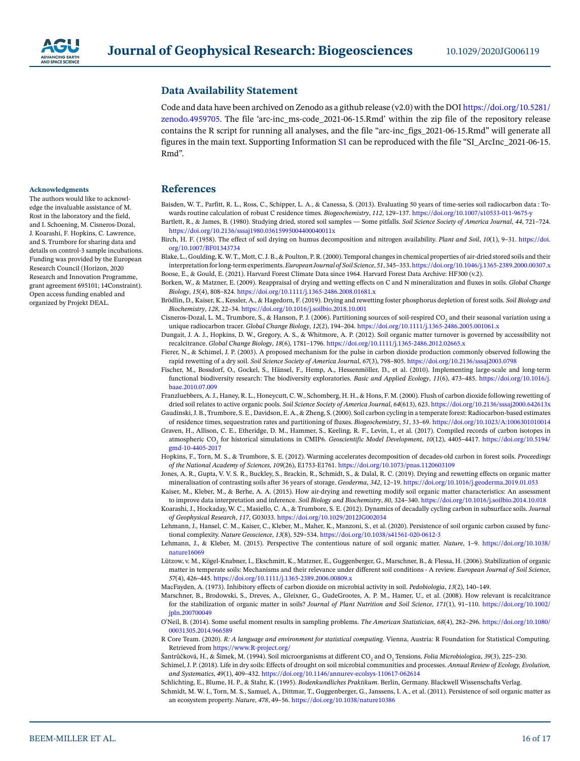## Data Availability Statement

Code and data have been archived on Zenodo as a github release (v2.0) with the DOI https://doi.org/10.5281/zenodo.4959705. The file 'arc-inc_ms-code_2021-06-15.Rmd' within the zip file of the repository release contains the R script for running all analyses, and the file "arc-inc_figs_2021-06-15.Rmd" will generate all figures in the main text. Supporting Information S1 can be reproduced with the file "SI_ArcInc_2021-06-15.Rmd".

#### Acknowledgments

The authors would like to acknowledge the invaluable assistance of M. Rost in the laboratory and the field, and I. Schoening, M. Cisneros-Dozal, J. Koarashi, F. Hopkins, C. Lawrence, and S. Trumbore for sharing data and details on control-3 sample incubations. Funding was provided by the European Research Council (Horizon, 2020 Research and Innovation Programme, grant agreement 695101; 14Constraint). Open access funding enabled and organized by Projekt DEAL.

## References

Baisden, W. T., Parfitt, R. L., Ross, C., Schipper, L. A., & Canessa, S. (2013). Evaluating 50 years of time-series soil radiocarbon data : Towards routine calculation of robust C residence times. *Biogeochemistry*, *112*, 129–137. https://doi.org/10.1007/s10533-011-9675-y

Bartlett, R., & James, B. (1980). Studying dried, stored soil samples — Some pitfalls. *Soil Science Society of America Journal*, *44*, 721–724. https://doi.org/10.2136/sssaj1980.03615995004400040011x

Birch, H. F. (1958). The effect of soil drying on humus decomposition and nitrogen availability. *Plant and Soil*, *10*(1), 9–31. https://doi.org/10.1007/BF01343734

Blake, L., Goulding, K. W. T., Mott, C. J. B., & Poulton, P. R. (2000). Temporal changes in chemical properties of air-dried stored soils and their interpretation for long-term experiments. *European Journal of Soil Science*, *51*, 345–353. https://doi.org/10.1046/j.1365-2389.2000.00307.x

Boose, E., & Gould, E. (2021). Harvard Forest Climate Data since 1964. Harvard Forest Data Archive: HF300 (v.2).

Borken, W., & Matzner, E. (2009). Reappraisal of drying and wetting effects on C and N mineralization and fluxes in soils. *Global Change Biology*, *15*(4), 808–824. https://doi.org/10.1111/j.1365-2486.2008.01681.x

Brödlin, D., Kaiser, K., Kessler, A., & Hagedorn, F. (2019). Drying and rewetting foster phosphorus depletion of forest soils. *Soil Biology and Biochemistry*, *128*, 22–34. https://doi.org/10.1016/j.soilbio.2018.10.001

Cisneros-Dozal, L. M., Trumbore, S., & Hanson, P. J. (2006). Partitioning sources of soil-respired $CO_2$ and their seasonal variation using a unique radiocarbon tracer. *Global Change Biology*, *12*(2), 194–204. https://doi.org/10.1111/j.1365-2486.2005.001061.x

Dungait, J. A. J., Hopkins, D. W., Gregory, A. S., & Whitmore, A. P. (2012). Soil organic matter turnover is governed by accessibility not recalcitrance. *Global Change Biology*, *18*(6), 1781–1796. https://doi.org/10.1111/j.1365-2486.2012.02665.x

Fierer, N., & Schimel, J. P. (2003). A proposed mechanism for the pulse in carbon dioxide production commonly observed following the rapid rewetting of a dry soil. *Soil Science Society of America Journal*, *67*(3), 798–805. https://doi.org/10.2136/sssaj2003.0798

Fischer, M., Bossdorf, O., Gockel, S., Hänsel, F., Hemp, A., Hessenmöller, D., et al. (2010). Implementing large-scale and long-term functional biodiversity research: The biodiversity exploratories. *Basic and Applied Ecology*, *11*(6), 473–485. https://doi.org/10.1016/j.baae.2010.07.009

Franzluebbers, A. J., Haney, R. L., Honeycutt, C. W., Schomberg, H. H., & Hons, F. M. (2000). Flush of carbon dioxide following rewetting of dried soil relates to active organic pools. *Soil Science Society of America Journal*, *64*(613), 623. https://doi.org/10.2136/sssaj2000.642613x

Gaudinski, J. B., Trumbore, S. E., Davidson, E. A., & Zheng, S. (2000). Soil carbon cycling in a temperate forest: Radiocarbon-based estimates of residence times, sequestration rates and partitioning of fluxes. *Biogeochemistry*, *51*, 33–69. https://doi.org/10.1023/A:1006301010014

Graven, H., Allison, C. E., Etheridge, D. M., Hammer, S., Keeling, R. F., Levin, I., et al. (2017). Compiled records of carbon isotopes in atmospheric $CO_2$ for historical simulations in CMIP6. *Geoscientific Model Development*, *10*(12), 4405–4417. https://doi.org/10.5194/gmd-10-4405-2017

Hopkins, F., Torn, M. S., & Trumbore, S. E. (2012). Warming accelerates decomposition of decades-old carbon in forest soils. *Proceedings of the National Academy of Sciences*, *109*(26), E1753-E1761. https://doi.org/10.1073/pnas.1120603109

Jones, A. R., Gupta, V. V. S. R., Buckley, S., Brackin, R., Schmidt, S., & Dalal, R. C. (2019). Drying and rewetting effects on organic matter mineralisation of contrasting soils after 36 years of storage. *Geoderma*, *342*, 12–19. https://doi.org/10.1016/j.geoderma.2019.01.053

Kaiser, M., Kleber, M., & Berhe, A. A. (2015). How air-drying and rewetting modify soil organic matter characteristics: An assessment to improve data interpretation and inference. *Soil Biology and Biochemistry*, *80*, 324–340. https://doi.org/10.1016/j.soilbio.2014.10.018

Koarashi, J., Hockaday, W. C., Masiello, C. A., & Trumbore, S. E. (2012). Dynamics of decadally cycling carbon in subsurface soils. *Journal of Geophysical Research*, *117*, G03033. https://doi.org/10.1029/2012JG002034

Lehmann, J., Hansel, C. M., Kaiser, C., Kleber, M., Maher, K., Manzoni, S., et al. (2020). Persistence of soil organic carbon caused by functional complexity. *Nature Geoscience*, *13*(8), 529–534. https://doi.org/10.1038/s41561-020-0612-3

Lehmann, J., & Kleber, M. (2015). Perspective The contentious nature of soil organic matter. *Nature*, 1–9. https://doi.org/10.1038/nature16069

Lützow, v. M., Kögel-Knabner, I., Ekschmitt, K., Matzner, E., Guggenberger, G., Marschner, B., & Flessa, H. (2006). Stabilization of organic matter in temperate soils: Mechanisms and their relevance under different soil conditions - A review. *European Journal of Soil Science*, *57*(4), 426–445. https://doi.org/10.1111/j.1365-2389.2006.00809.x

MacFayden, A. (1973). Inhibitory effects of carbon dioxide on microbial activity in soil. *Pedobiologia*, *13*(2), 140–149.

Marschner, B., Brodowski, S., Dreves, A., Gleixner, G., GudeGrootes, A. P. M., Hamer, U., et al. (2008). How relevant is recalcitrance for the stabilization of organic matter in soils? *Journal of Plant Nutrition and Soil Science*, *171*(1), 91–110. https://doi.org/10.1002/jpln.200700049

O'Neil, B. (2014). Some useful moment results in sampling problems. *The American Statistician*, *68*(4), 282–296. https://doi.org/10.1080/00031305.2014.966589

R Core Team. (2020). *R: A language and environment for statistical computing*. Vienna, Austria: R Foundation for Statistical Computing. Retrieved from https://www.R-project.org/

Šantrůčková, H., & Šimek, M. (1994). Soil microorganisms at different $CO_2$ and $O_2$ Tensions. *Folia Microbiologica*, *39*(3), 225–230.

Schimel, J. P. (2018). Life in dry soils: Effects of drought on soil microbial communities and processes. *Annual Review of Ecology, Evolution, and Systematics*, *49*(1), 409–432. https://doi.org/10.1146/annurev-ecolsys-110617-062614

Schlichting, E., Blume, H. P., & Stahr, K. (1995). *Bodenkundliches Praktikum*. Berlin, Germany. Blackwell Wissenschafts Verlag.

Schmidt, M. W. I., Torn, M. S., Samuel, A., Dittmar, T., Guggenberger, G., Janssens, I. A., et al. (2011). Persistence of soil organic matter as an ecosystem property. *Nature*, *478*, 49–56. https://doi.org/10.1038/nature10386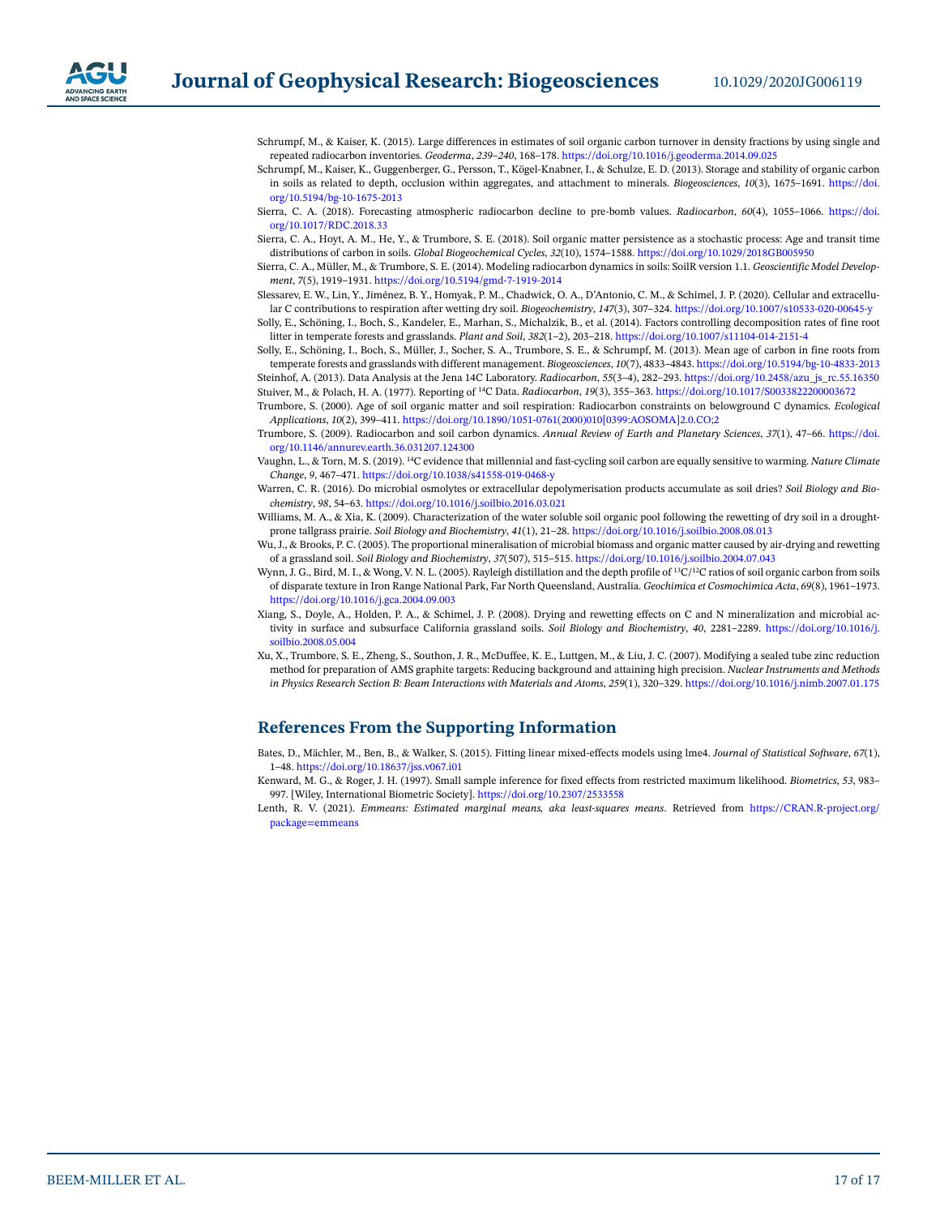Schrumpf, M., & Kaiser, K. (2015). Large differences in estimates of soil organic carbon turnover in density fractions by using single and repeated radiocarbon inventories. *Geoderma*, *239–240*, 168–178. https://doi.org/10.1016/j.geoderma.2014.09.025

Schrumpf, M., Kaiser, K., Guggenberger, G., Persson, T., Kögel-Knabner, I., & Schulze, E. D. (2013). Storage and stability of organic carbon in soils as related to depth, occlusion within aggregates, and attachment to minerals. *Biogeosciences*, *10*(3), 1675–1691. https://doi.org/10.5194/bg-10-1675-2013

Sierra, C. A. (2018). Forecasting atmospheric radiocarbon decline to pre-bomb values. *Radiocarbon*, *60*(4), 1055–1066. https://doi.org/10.1017/RDC.2018.33

Sierra, C. A., Hoyt, A. M., He, Y., & Trumbore, S. E. (2018). Soil organic matter persistence as a stochastic process: Age and transit time distributions of carbon in soils. *Global Biogeochemical Cycles*, *32*(10), 1574–1588. https://doi.org/10.1029/2018GB005950

Sierra, C. A., Müller, M., & Trumbore, S. E. (2014). Modeling radiocarbon dynamics in soils: SoilR version 1.1. *Geoscientific Model Development*, *7*(5), 1919–1931. https://doi.org/10.5194/gmd-7-1919-2014

Slessarev, E. W., Lin, Y., Jiménez, B. Y., Homyak, P. M., Chadwick, O. A., D'Antonio, C. M., & Schimel, J. P. (2020). Cellular and extracellular C contributions to respiration after wetting dry soil. *Biogeochemistry*, *147*(3), 307–324. https://doi.org/10.1007/s10533-020-00645-y

Solly, E., Schöning, I., Boch, S., Kandeler, E., Marhan, S., Michalzik, B., et al. (2014). Factors controlling decomposition rates of fine root litter in temperate forests and grasslands. *Plant and Soil*, *382*(1–2), 203–218. https://doi.org/10.1007/s11104-014-2151-4

Solly, E., Schöning, I., Boch, S., Müller, J., Socher, S. A., Trumbore, S. E., & Schrumpf, M. (2013). Mean age of carbon in fine roots from temperate forests and grasslands with different management. *Biogeosciences*, *10*(7), 4833–4843. https://doi.org/10.5194/bg-10-4833-2013

Steinhof, A. (2013). Data Analysis at the Jena 14C Laboratory. *Radiocarbon*, *55*(3–4), 282–293. https://doi.org/10.2458/azu_js_rc.55.16350

Stuiver, M., & Polach, H. A. (1977). Reporting of $^{14}$C Data. *Radiocarbon*, *19*(3), 355–363. https://doi.org/10.1017/S0033822200003672

Trumbore, S. (2000). Age of soil organic matter and soil respiration: Radiocarbon constraints on belowground C dynamics. *Ecological Applications*, *10*(2), 399–411. https://doi.org/10.1890/1051-0761(2000)010[0399:AOSOMA]2.0.CO;2

Trumbore, S. (2009). Radiocarbon and soil carbon dynamics. *Annual Review of Earth and Planetary Sciences*, *37*(1), 47–66. https://doi.org/10.1146/annurev.earth.36.031207.124300

Vaughn, L., & Torn, M. S. (2019). $^{14}$C evidence that millennial and fast-cycling soil carbon are equally sensitive to warming. *Nature Climate Change*, *9*, 467–471. https://doi.org/10.1038/s41558-019-0468-y

Warren, C. R. (2016). Do microbial osmolytes or extracellular depolymerisation products accumulate as soil dries? *Soil Biology and Biochemistry*, *98*, 54–63. https://doi.org/10.1016/j.soilbio.2016.03.021

Williams, M. A., & Xia, K. (2009). Characterization of the water soluble soil organic pool following the rewetting of dry soil in a drought-prone tallgrass prairie. *Soil Biology and Biochemistry*, *41*(1), 21–28. https://doi.org/10.1016/j.soilbio.2008.08.013

Wu, J., & Brooks, P. C. (2005). The proportional mineralisation of microbial biomass and organic matter caused by air-drying and rewetting of a grassland soil. *Soil Biology and Biochemistry*, *37*(507), 515–515. https://doi.org/10.1016/j.soilbio.2004.07.043

Wynn, J. G., Bird, M. I., & Wong, V. N. L. (2005). Rayleigh distillation and the depth profile of $^{13}$C/$^{12}$C ratios of soil organic carbon from soils of disparate texture in Iron Range National Park, Far North Queensland, Australia. *Geochimica et Cosmochimica Acta*, *69*(8), 1961–1973. https://doi.org/10.1016/j.gca.2004.09.003

Xiang, S., Doyle, A., Holden, P. A., & Schimel, J. P. (2008). Drying and rewetting effects on C and N mineralization and microbial activity in surface and subsurface California grassland soils. *Soil Biology and Biochemistry*, *40*, 2281–2289. https://doi.org/10.1016/j.soilbio.2008.05.004

Xu, X., Trumbore, S. E., Zheng, S., Southon, J. R., McDuffee, K. E., Luttgen, M., & Liu, J. C. (2007). Modifying a sealed tube zinc reduction method for preparation of AMS graphite targets: Reducing background and attaining high precision. *Nuclear Instruments and Methods in Physics Research Section B: Beam Interactions with Materials and Atoms*, *259*(1), 320–329. https://doi.org/10.1016/j.nimb.2007.01.175

## References From the Supporting Information

Bates, D., Mächler, M., Ben, B., & Walker, S. (2015). Fitting linear mixed-effects models using lme4. *Journal of Statistical Software*, *67*(1), 1–48. https://doi.org/10.18637/jss.v067.i01

Kenward, M. G., & Roger, J. H. (1997). Small sample inference for fixed effects from restricted maximum likelihood. *Biometrics*, *53*, 983–997. [Wiley, International Biometric Society]. https://doi.org/10.2307/2533558

Lenth, R. V. (2021). *Emmeans: Estimated marginal means, aka least-squares means*. Retrieved from https://CRAN.R-project.org/package=emmeans